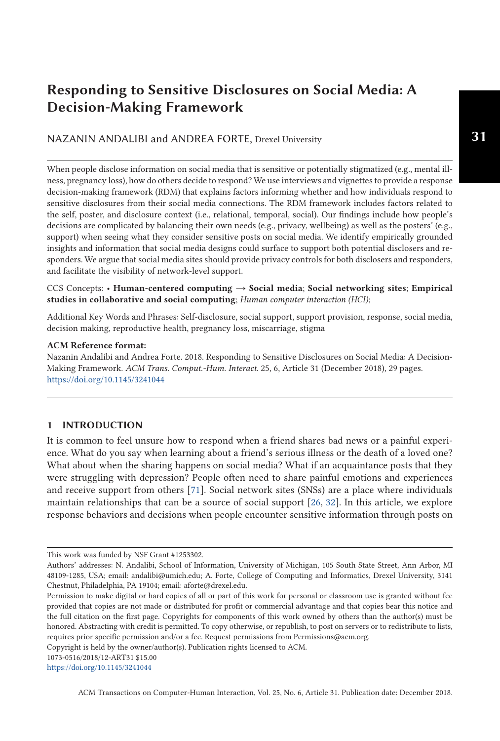# Responding to Sensitive Disclosures on Social Media: A Decision-Making Framework

NAZANIN ANDALIBI and ANDREA FORTE, Drexel University

When people disclose information on social media that is sensitive or potentially stigmatized (e.g., mental illness, pregnancy loss), how do others decide to respond? We use interviews and vignettes to provide a response decision-making framework (RDM) that explains factors informing whether and how individuals respond to sensitive disclosures from their social media connections. The RDM framework includes factors related to the self, poster, and disclosure context (i.e., relational, temporal, social). Our findings include how people's decisions are complicated by balancing their own needs (e.g., privacy, wellbeing) as well as the posters' (e.g., support) when seeing what they consider sensitive posts on social media. We identify empirically grounded insights and information that social media designs could surface to support both potential disclosers and responders. We argue that social media sites should provide privacy controls for both disclosers and responders, and facilitate the visibility of network-level support.

CCS Concepts: • **Human-centered computing** → **Social media**; **Social networking sites**; **Empirical studies in collaborative and social computing**; *Human computer interaction (HCI)*;

Additional Key Words and Phrases: Self-disclosure, social support, support provision, response, social media, decision making, reproductive health, pregnancy loss, miscarriage, stigma

**ACM Reference format:**
Nazanin Andalibi and Andrea Forte. 2018. Responding to Sensitive Disclosures on Social Media: A Decision-Making Framework. *ACM Trans. Comput.-Hum. Interact.* 25, 6, Article 31 (December 2018), 29 pages.
https://doi.org/10.1145/3241044

## 1 INTRODUCTION

It is common to feel unsure how to respond when a friend shares bad news or a painful experience. What do you say when learning about a friend's serious illness or the death of a loved one? What about when the sharing happens on social media? What if an acquaintance posts that they were struggling with depression? People often need to share painful emotions and experiences and receive support from others [71]. Social network sites (SNSs) are a place where individuals maintain relationships that can be a source of social support [26, 32]. In this article, we explore response behaviors and decisions when people encounter sensitive information through posts on

This work was funded by NSF Grant #1253302.

Authors' addresses: N. Andalibi, School of Information, University of Michigan, 105 South State Street, Ann Arbor, MI 48109-1285, USA; email: andalibi@umich.edu; A. Forte, College of Computing and Informatics, Drexel University, 3141 Chestnut, Philadelphia, PA 19104; email: aforte@drexel.edu.

Permission to make digital or hard copies of all or part of this work for personal or classroom use is granted without fee provided that copies are not made or distributed for profit or commercial advantage and that copies bear this notice and the full citation on the first page. Copyrights for components of this work owned by others than the author(s) must be honored. Abstracting with credit is permitted. To copy otherwise, or republish, to post on servers or to redistribute to lists, requires prior specific permission and/or a fee. Request permissions from Permissions@acm.org.

Copyright is held by the owner/author(s). Publication rights licensed to ACM.

1073-0516/2018/12-ART31 $15.00

https://doi.org/10.1145/3241044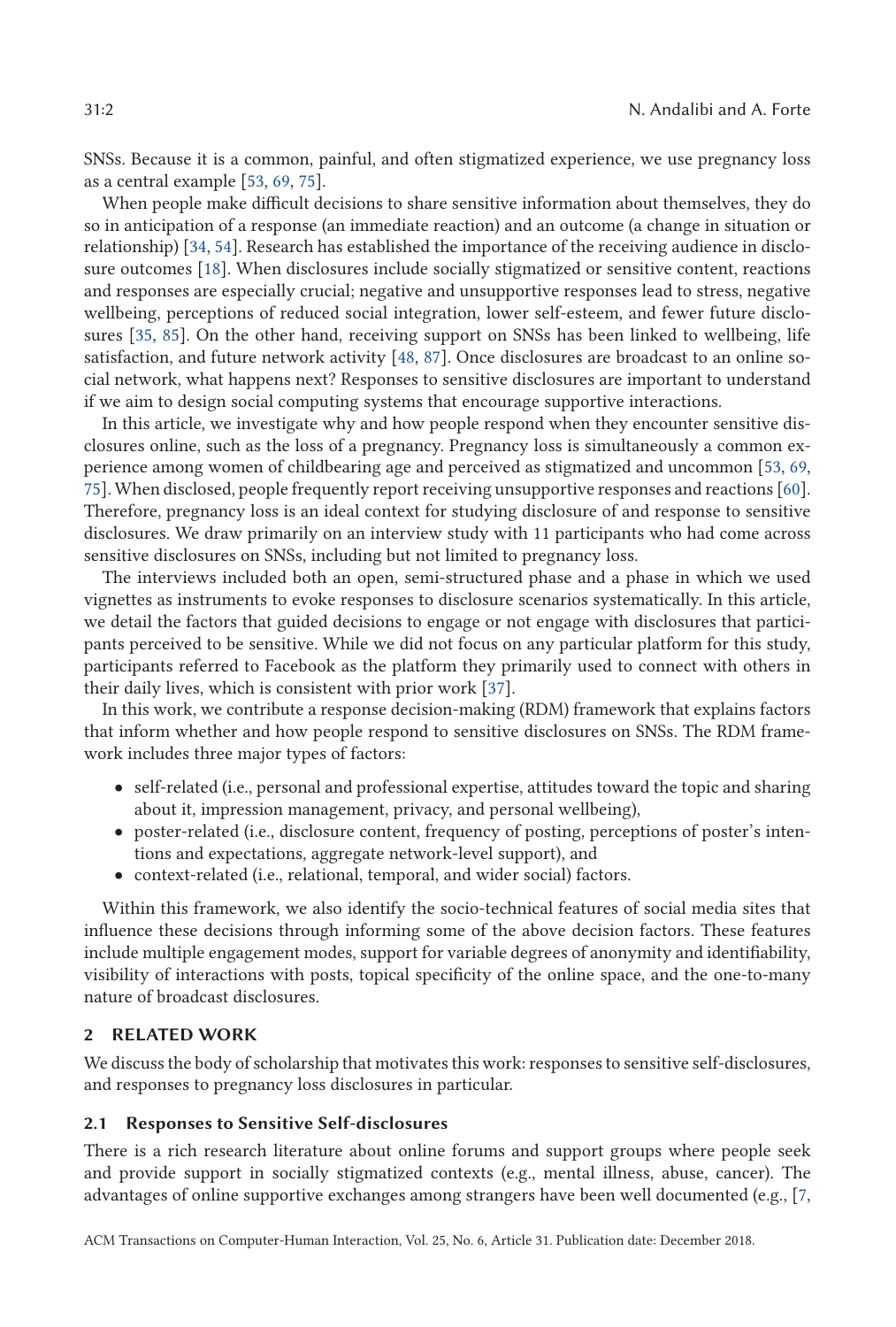SNSs. Because it is a common, painful, and often stigmatized experience, we use pregnancy loss as a central example [53, 69, 75].

When people make difficult decisions to share sensitive information about themselves, they do so in anticipation of a response (an immediate reaction) and an outcome (a change in situation or relationship) [34, 54]. Research has established the importance of the receiving audience in disclosure outcomes [18]. When disclosures include socially stigmatized or sensitive content, reactions and responses are especially crucial; negative and unsupportive responses lead to stress, negative wellbeing, perceptions of reduced social integration, lower self-esteem, and fewer future disclosures [35, 85]. On the other hand, receiving support on SNSs has been linked to wellbeing, life satisfaction, and future network activity [48, 87]. Once disclosures are broadcast to an online social network, what happens next? Responses to sensitive disclosures are important to understand if we aim to design social computing systems that encourage supportive interactions.

In this article, we investigate why and how people respond when they encounter sensitive disclosures online, such as the loss of a pregnancy. Pregnancy loss is simultaneously a common experience among women of childbearing age and perceived as stigmatized and uncommon [53, 69, 75]. When disclosed, people frequently report receiving unsupportive responses and reactions [60]. Therefore, pregnancy loss is an ideal context for studying disclosure of and response to sensitive disclosures. We draw primarily on an interview study with 11 participants who had come across sensitive disclosures on SNSs, including but not limited to pregnancy loss.

The interviews included both an open, semi-structured phase and a phase in which we used vignettes as instruments to evoke responses to disclosure scenarios systematically. In this article, we detail the factors that guided decisions to engage or not engage with disclosures that participants perceived to be sensitive. While we did not focus on any particular platform for this study, participants referred to Facebook as the platform they primarily used to connect with others in their daily lives, which is consistent with prior work [37].

In this work, we contribute a response decision-making (RDM) framework that explains factors that inform whether and how people respond to sensitive disclosures on SNSs. The RDM framework includes three major types of factors:

- self-related (i.e., personal and professional expertise, attitudes toward the topic and sharing about it, impression management, privacy, and personal wellbeing),
- poster-related (i.e., disclosure content, frequency of posting, perceptions of poster's intentions and expectations, aggregate network-level support), and
- context-related (i.e., relational, temporal, and wider social) factors.

Within this framework, we also identify the socio-technical features of social media sites that influence these decisions through informing some of the above decision factors. These features include multiple engagement modes, support for variable degrees of anonymity and identifiability, visibility of interactions with posts, topical specificity of the online space, and the one-to-many nature of broadcast disclosures.

## 2 RELATED WORK

We discuss the body of scholarship that motivates this work: responses to sensitive self-disclosures, and responses to pregnancy loss disclosures in particular.

### 2.1 Responses to Sensitive Self-disclosures

There is a rich research literature about online forums and support groups where people seek and provide support in socially stigmatized contexts (e.g., mental illness, abuse, cancer). The advantages of online supportive exchanges among strangers have been well documented (e.g., [7,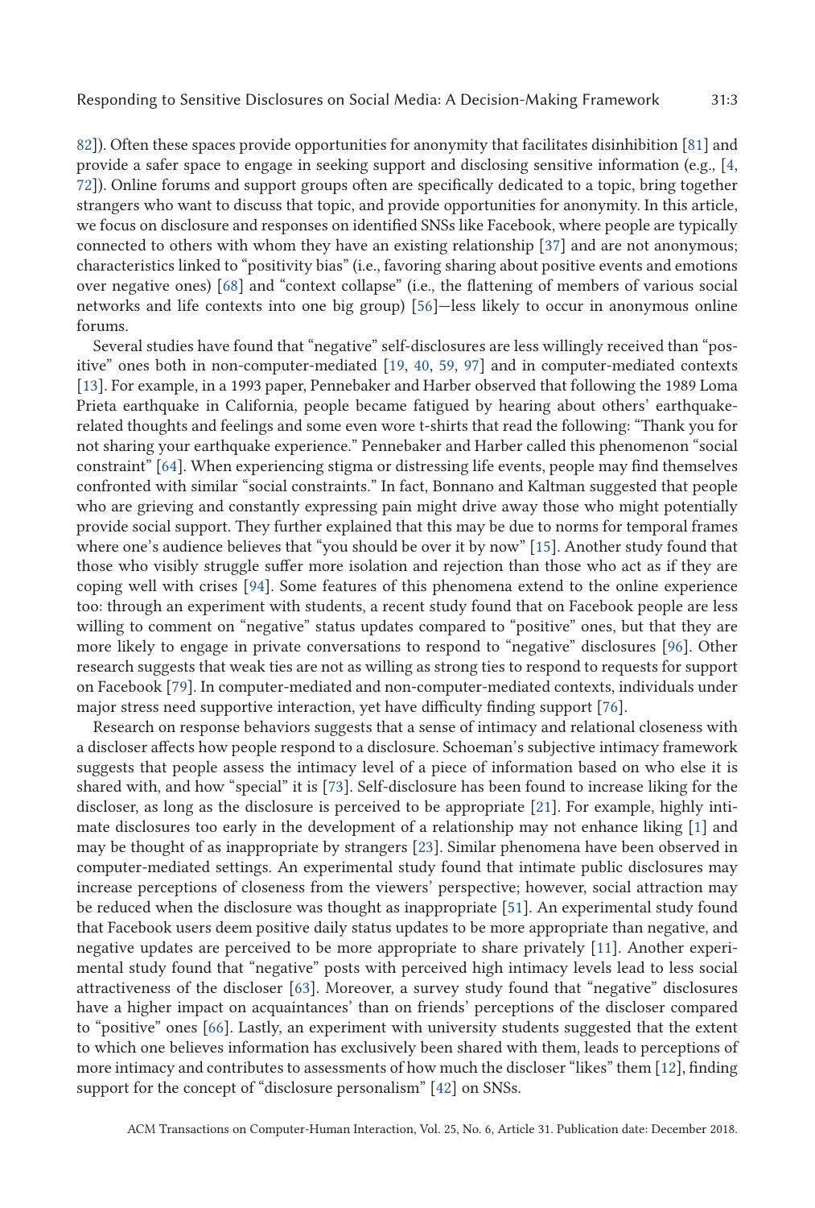82]). Often these spaces provide opportunities for anonymity that facilitates disinhibition [81] and provide a safer space to engage in seeking support and disclosing sensitive information (e.g., [4, 72]). Online forums and support groups often are specifically dedicated to a topic, bring together strangers who want to discuss that topic, and provide opportunities for anonymity. In this article, we focus on disclosure and responses on identified SNSs like Facebook, where people are typically connected to others with whom they have an existing relationship [37] and are not anonymous; characteristics linked to "positivity bias" (i.e., favoring sharing about positive events and emotions over negative ones) [68] and "context collapse" (i.e., the flattening of members of various social networks and life contexts into one big group) [56]—less likely to occur in anonymous online forums.

Several studies have found that "negative" self-disclosures are less willingly received than "positive" ones both in non-computer-mediated [19, 40, 59, 97] and in computer-mediated contexts [13]. For example, in a 1993 paper, Pennebaker and Harber observed that following the 1989 Loma Prieta earthquake in California, people became fatigued by hearing about others' earthquake-related thoughts and feelings and some even wore t-shirts that read the following: "Thank you for not sharing your earthquake experience." Pennebaker and Harber called this phenomenon "social constraint" [64]. When experiencing stigma or distressing life events, people may find themselves confronted with similar "social constraints." In fact, Bonnano and Kaltman suggested that people who are grieving and constantly expressing pain might drive away those who might potentially provide social support. They further explained that this may be due to norms for temporal frames where one's audience believes that "you should be over it by now" [15]. Another study found that those who visibly struggle suffer more isolation and rejection than those who act as if they are coping well with crises [94]. Some features of this phenomena extend to the online experience too: through an experiment with students, a recent study found that on Facebook people are less willing to comment on "negative" status updates compared to "positive" ones, but that they are more likely to engage in private conversations to respond to "negative" disclosures [96]. Other research suggests that weak ties are not as willing as strong ties to respond to requests for support on Facebook [79]. In computer-mediated and non-computer-mediated contexts, individuals under major stress need supportive interaction, yet have difficulty finding support [76].

Research on response behaviors suggests that a sense of intimacy and relational closeness with a discloser affects how people respond to a disclosure. Schoeman's subjective intimacy framework suggests that people assess the intimacy level of a piece of information based on who else it is shared with, and how "special" it is [73]. Self-disclosure has been found to increase liking for the discloser, as long as the disclosure is perceived to be appropriate [21]. For example, highly intimate disclosures too early in the development of a relationship may not enhance liking [1] and may be thought of as inappropriate by strangers [23]. Similar phenomena have been observed in computer-mediated settings. An experimental study found that intimate public disclosures may increase perceptions of closeness from the viewers' perspective; however, social attraction may be reduced when the disclosure was thought as inappropriate [51]. An experimental study found that Facebook users deem positive daily status updates to be more appropriate than negative, and negative updates are perceived to be more appropriate to share privately [11]. Another experimental study found that "negative" posts with perceived high intimacy levels lead to less social attractiveness of the discloser [63]. Moreover, a survey study found that "negative" disclosures have a higher impact on acquaintances' than on friends' perceptions of the discloser compared to "positive" ones [66]. Lastly, an experiment with university students suggested that the extent to which one believes information has exclusively been shared with them, leads to perceptions of more intimacy and contributes to assessments of how much the discloser "likes" them [12], finding support for the concept of "disclosure personalism" [42] on SNSs.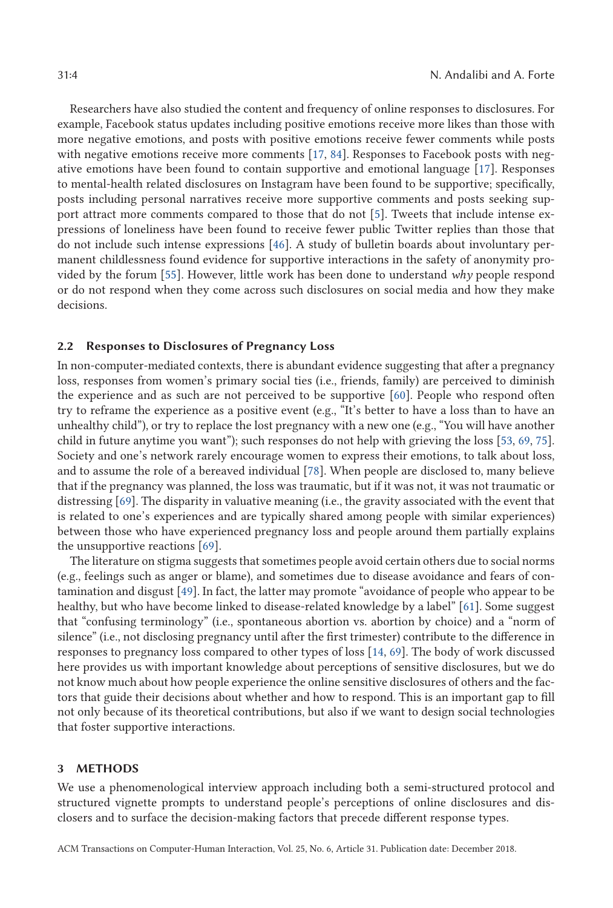Researchers have also studied the content and frequency of online responses to disclosures. For example, Facebook status updates including positive emotions receive more likes than those with more negative emotions, and posts with positive emotions receive fewer comments while posts with negative emotions receive more comments [17, 84]. Responses to Facebook posts with negative emotions have been found to contain supportive and emotional language [17]. Responses to mental-health related disclosures on Instagram have been found to be supportive; specifically, posts including personal narratives receive more supportive comments and posts seeking support attract more comments compared to those that do not [5]. Tweets that include intense expressions of loneliness have been found to receive fewer public Twitter replies than those that do not include such intense expressions [46]. A study of bulletin boards about involuntary permanent childlessness found evidence for supportive interactions in the safety of anonymity provided by the forum [55]. However, little work has been done to understand *why* people respond or do not respond when they come across such disclosures on social media and how they make decisions.

### 2.2 Responses to Disclosures of Pregnancy Loss

In non-computer-mediated contexts, there is abundant evidence suggesting that after a pregnancy loss, responses from women's primary social ties (i.e., friends, family) are perceived to diminish the experience and as such are not perceived to be supportive [60]. People who respond often try to reframe the experience as a positive event (e.g., "It's better to have a loss than to have an unhealthy child"), or try to replace the lost pregnancy with a new one (e.g., "You will have another child in future anytime you want"); such responses do not help with grieving the loss [53, 69, 75]. Society and one's network rarely encourage women to express their emotions, to talk about loss, and to assume the role of a bereaved individual [78]. When people are disclosed to, many believe that if the pregnancy was planned, the loss was traumatic, but if it was not, it was not traumatic or distressing [69]. The disparity in valuative meaning (i.e., the gravity associated with the event that is related to one's experiences and are typically shared among people with similar experiences) between those who have experienced pregnancy loss and people around them partially explains the unsupportive reactions [69].

The literature on stigma suggests that sometimes people avoid certain others due to social norms (e.g., feelings such as anger or blame), and sometimes due to disease avoidance and fears of contamination and disgust [49]. In fact, the latter may promote "avoidance of people who appear to be healthy, but who have become linked to disease-related knowledge by a label" [61]. Some suggest that "confusing terminology" (i.e., spontaneous abortion vs. abortion by choice) and a "norm of silence" (i.e., not disclosing pregnancy until after the first trimester) contribute to the difference in responses to pregnancy loss compared to other types of loss [14, 69]. The body of work discussed here provides us with important knowledge about perceptions of sensitive disclosures, but we do not know much about how people experience the online sensitive disclosures of others and the factors that guide their decisions about whether and how to respond. This is an important gap to fill not only because of its theoretical contributions, but also if we want to design social technologies that foster supportive interactions.

## 3 METHODS

We use a phenomenological interview approach including both a semi-structured protocol and structured vignette prompts to understand people's perceptions of online disclosures and disclosers and to surface the decision-making factors that precede different response types.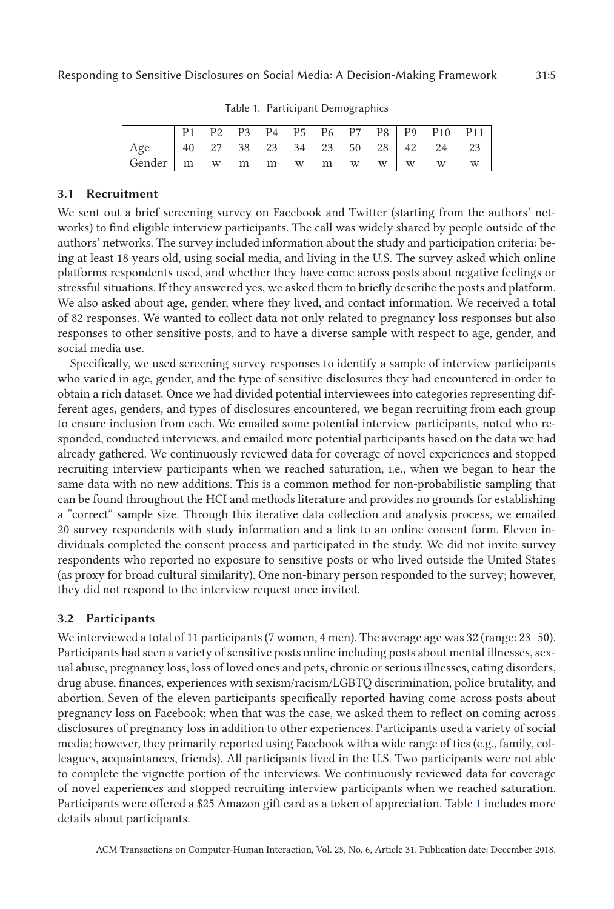Table 1. Participant Demographics

| | P1 | P2 | P3 | P4 | P5 | P6 | P7 | P8 | P9 | P10 | P11 |
|---|---|---|---|---|---|---|---|---|---|---|---|
| Age | 40 | 27 | 38 | 23 | 34 | 23 | 50 | 28 | 42 | 24 | 23 |
| Gender | m | w | m | m | w | m | w | w | w | w | w |

### 3.1 Recruitment

We sent out a brief screening survey on Facebook and Twitter (starting from the authors' networks) to find eligible interview participants. The call was widely shared by people outside of the authors' networks. The survey included information about the study and participation criteria: being at least 18 years old, using social media, and living in the U.S. The survey asked which online platforms respondents used, and whether they have come across posts about negative feelings or stressful situations. If they answered yes, we asked them to briefly describe the posts and platform. We also asked about age, gender, where they lived, and contact information. We received a total of 82 responses. We wanted to collect data not only related to pregnancy loss responses but also responses to other sensitive posts, and to have a diverse sample with respect to age, gender, and social media use.

Specifically, we used screening survey responses to identify a sample of interview participants who varied in age, gender, and the type of sensitive disclosures they had encountered in order to obtain a rich dataset. Once we had divided potential interviewees into categories representing different ages, genders, and types of disclosures encountered, we began recruiting from each group to ensure inclusion from each. We emailed some potential interview participants, noted who responded, conducted interviews, and emailed more potential participants based on the data we had already gathered. We continuously reviewed data for coverage of novel experiences and stopped recruiting interview participants when we reached saturation, i.e., when we began to hear the same data with no new additions. This is a common method for non-probabilistic sampling that can be found throughout the HCI and methods literature and provides no grounds for establishing a "correct" sample size. Through this iterative data collection and analysis process, we emailed 20 survey respondents with study information and a link to an online consent form. Eleven individuals completed the consent process and participated in the study. We did not invite survey respondents who reported no exposure to sensitive posts or who lived outside the United States (as proxy for broad cultural similarity). One non-binary person responded to the survey; however, they did not respond to the interview request once invited.

### 3.2 Participants

We interviewed a total of 11 participants (7 women, 4 men). The average age was 32 (range: 23–50). Participants had seen a variety of sensitive posts online including posts about mental illnesses, sexual abuse, pregnancy loss, loss of loved ones and pets, chronic or serious illnesses, eating disorders, drug abuse, finances, experiences with sexism/racism/LGBTQ discrimination, police brutality, and abortion. Seven of the eleven participants specifically reported having come across posts about pregnancy loss on Facebook; when that was the case, we asked them to reflect on coming across disclosures of pregnancy loss in addition to other experiences. Participants used a variety of social media; however, they primarily reported using Facebook with a wide range of ties (e.g., family, colleagues, acquaintances, friends). All participants lived in the U.S. Two participants were not able to complete the vignette portion of the interviews. We continuously reviewed data for coverage of novel experiences and stopped recruiting interview participants when we reached saturation. Participants were offered a $25 Amazon gift card as a token of appreciation. Table 1 includes more details about participants.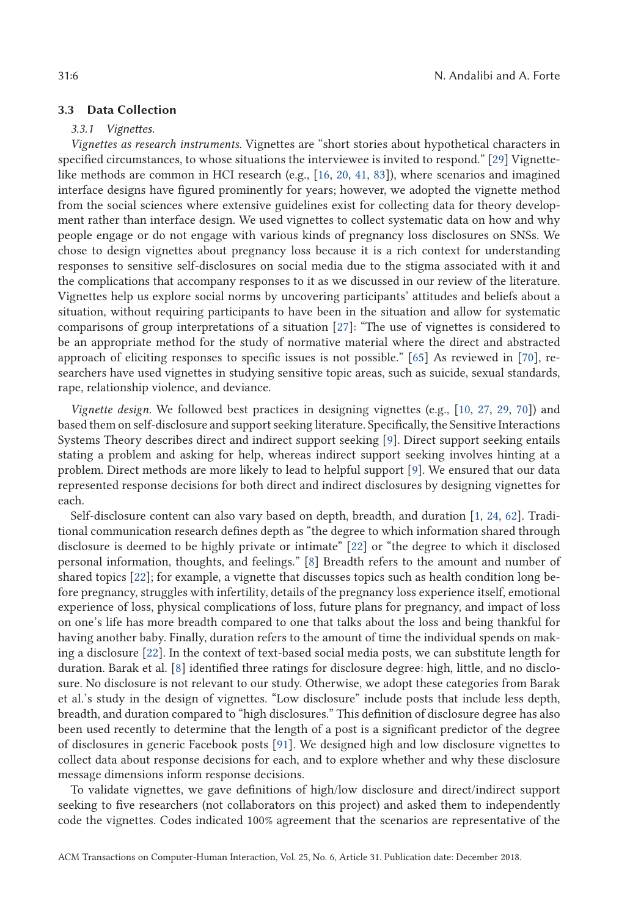### 3.3 Data Collection

*3.3.1 Vignettes.*

*Vignettes as research instruments.* Vignettes are "short stories about hypothetical characters in specified circumstances, to whose situations the interviewee is invited to respond." [29] Vignette-like methods are common in HCI research (e.g., [16, 20, 41, 83]), where scenarios and imagined interface designs have figured prominently for years; however, we adopted the vignette method from the social sciences where extensive guidelines exist for collecting data for theory development rather than interface design. We used vignettes to collect systematic data on how and why people engage or do not engage with various kinds of pregnancy loss disclosures on SNSs. We chose to design vignettes about pregnancy loss because it is a rich context for understanding responses to sensitive self-disclosures on social media due to the stigma associated with it and the complications that accompany responses to it as we discussed in our review of the literature. Vignettes help us explore social norms by uncovering participants' attitudes and beliefs about a situation, without requiring participants to have been in the situation and allow for systematic comparisons of group interpretations of a situation [27]: "The use of vignettes is considered to be an appropriate method for the study of normative material where the direct and abstracted approach of eliciting responses to specific issues is not possible." [65] As reviewed in [70], researchers have used vignettes in studying sensitive topic areas, such as suicide, sexual standards, rape, relationship violence, and deviance.

*Vignette design.* We followed best practices in designing vignettes (e.g., [10, 27, 29, 70]) and based them on self-disclosure and support seeking literature. Specifically, the Sensitive Interactions Systems Theory describes direct and indirect support seeking [9]. Direct support seeking entails stating a problem and asking for help, whereas indirect support seeking involves hinting at a problem. Direct methods are more likely to lead to helpful support [9]. We ensured that our data represented response decisions for both direct and indirect disclosures by designing vignettes for each.

Self-disclosure content can also vary based on depth, breadth, and duration [1, 24, 62]. Traditional communication research defines depth as "the degree to which information shared through disclosure is deemed to be highly private or intimate" [22] or "the degree to which it disclosed personal information, thoughts, and feelings." [8] Breadth refers to the amount and number of shared topics [22]; for example, a vignette that discusses topics such as health condition long before pregnancy, struggles with infertility, details of the pregnancy loss experience itself, emotional experience of loss, physical complications of loss, future plans for pregnancy, and impact of loss on one's life has more breadth compared to one that talks about the loss and being thankful for having another baby. Finally, duration refers to the amount of time the individual spends on making a disclosure [22]. In the context of text-based social media posts, we can substitute length for duration. Barak et al. [8] identified three ratings for disclosure degree: high, little, and no disclosure. No disclosure is not relevant to our study. Otherwise, we adopt these categories from Barak et al.'s study in the design of vignettes. "Low disclosure" include posts that include less depth, breadth, and duration compared to "high disclosures." This definition of disclosure degree has also been used recently to determine that the length of a post is a significant predictor of the degree of disclosures in generic Facebook posts [91]. We designed high and low disclosure vignettes to collect data about response decisions for each, and to explore whether and why these disclosure message dimensions inform response decisions.

To validate vignettes, we gave definitions of high/low disclosure and direct/indirect support seeking to five researchers (not collaborators on this project) and asked them to independently code the vignettes. Codes indicated 100% agreement that the scenarios are representative of the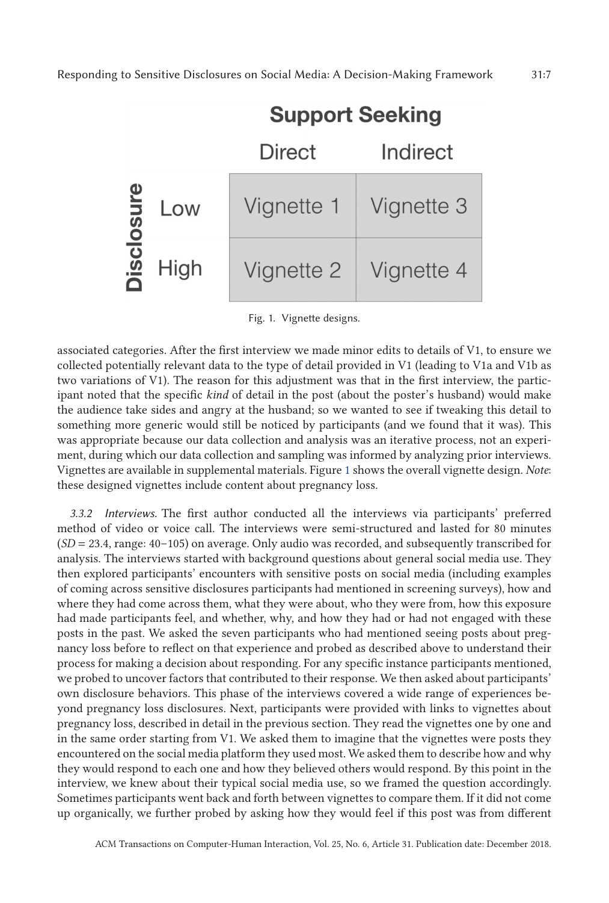| | Support Seeking: Direct | Support Seeking: Indirect |
|---|---|---|
| **Disclosure: Low** | Vignette 1 | Vignette 3 |
| **Disclosure: High** | Vignette 2 | Vignette 4 |

Fig. 1. Vignette designs.

associated categories. After the first interview we made minor edits to details of V1, to ensure we collected potentially relevant data to the type of detail provided in V1 (leading to V1a and V1b as two variations of V1). The reason for this adjustment was that in the first interview, the participant noted that the specific *kind* of detail in the post (about the poster's husband) would make the audience take sides and angry at the husband; so we wanted to see if tweaking this detail to something more generic would still be noticed by participants (and we found that it was). This was appropriate because our data collection and analysis was an iterative process, not an experiment, during which our data collection and sampling was informed by analyzing prior interviews. Vignettes are available in supplemental materials. Figure 1 shows the overall vignette design. *Note*: these designed vignettes include content about pregnancy loss.

#### 3.3.2 *Interviews.*

The first author conducted all the interviews via participants' preferred method of video or voice call. The interviews were semi-structured and lasted for 80 minutes (*SD* = 23.4, range: 40–105) on average. Only audio was recorded, and subsequently transcribed for analysis. The interviews started with background questions about general social media use. They then explored participants' encounters with sensitive posts on social media (including examples of coming across sensitive disclosures participants had mentioned in screening surveys), how and where they had come across them, what they were about, who they were from, how this exposure had made participants feel, and whether, why, and how they had or had not engaged with these posts in the past. We asked the seven participants who had mentioned seeing posts about pregnancy loss before to reflect on that experience and probed as described above to understand their process for making a decision about responding. For any specific instance participants mentioned, we probed to uncover factors that contributed to their response. We then asked about participants' own disclosure behaviors. This phase of the interviews covered a wide range of experiences beyond pregnancy loss disclosures. Next, participants were provided with links to vignettes about pregnancy loss, described in detail in the previous section. They read the vignettes one by one and in the same order starting from V1. We asked them to imagine that the vignettes were posts they encountered on the social media platform they used most. We asked them to describe how and why they would respond to each one and how they believed others would respond. By this point in the interview, we knew about their typical social media use, so we framed the question accordingly. Sometimes participants went back and forth between vignettes to compare them. If it did not come up organically, we further probed by asking how they would feel if this post was from different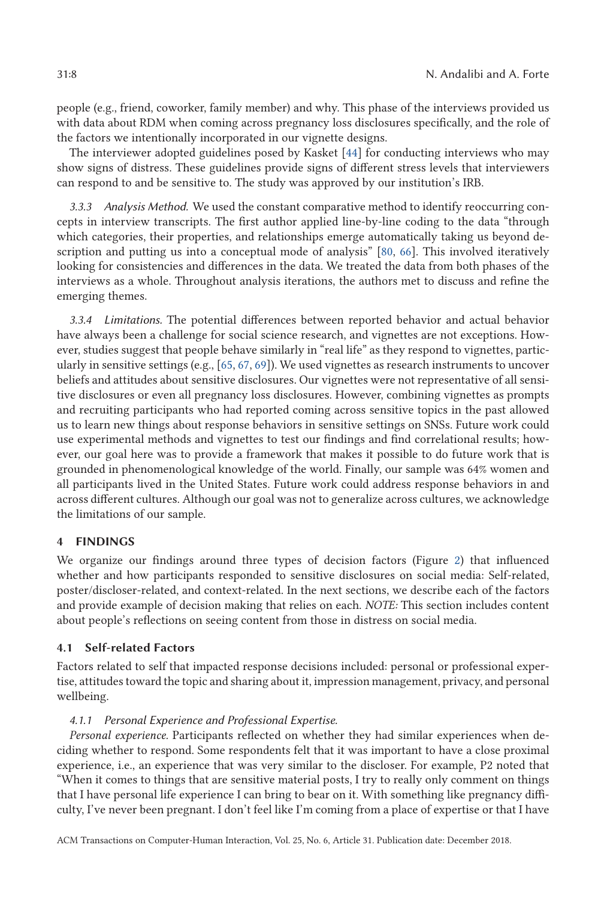people (e.g., friend, coworker, family member) and why. This phase of the interviews provided us with data about RDM when coming across pregnancy loss disclosures specifically, and the role of the factors we intentionally incorporated in our vignette designs.

The interviewer adopted guidelines posed by Kasket [44] for conducting interviews who may show signs of distress. These guidelines provide signs of different stress levels that interviewers can respond to and be sensitive to. The study was approved by our institution's IRB.

*3.3.3 Analysis Method.* We used the constant comparative method to identify reoccurring concepts in interview transcripts. The first author applied line-by-line coding to the data "through which categories, their properties, and relationships emerge automatically taking us beyond description and putting us into a conceptual mode of analysis" [80, 66]. This involved iteratively looking for consistencies and differences in the data. We treated the data from both phases of the interviews as a whole. Throughout analysis iterations, the authors met to discuss and refine the emerging themes.

*3.3.4 Limitations.* The potential differences between reported behavior and actual behavior have always been a challenge for social science research, and vignettes are not exceptions. However, studies suggest that people behave similarly in "real life" as they respond to vignettes, particularly in sensitive settings (e.g., [65, 67, 69]). We used vignettes as research instruments to uncover beliefs and attitudes about sensitive disclosures. Our vignettes were not representative of all sensitive disclosures or even all pregnancy loss disclosures. However, combining vignettes as prompts and recruiting participants who had reported coming across sensitive topics in the past allowed us to learn new things about response behaviors in sensitive settings on SNSs. Future work could use experimental methods and vignettes to test our findings and find correlational results; however, our goal here was to provide a framework that makes it possible to do future work that is grounded in phenomenological knowledge of the world. Finally, our sample was 64% women and all participants lived in the United States. Future work could address response behaviors in and across different cultures. Although our goal was not to generalize across cultures, we acknowledge the limitations of our sample.

## 4 FINDINGS

We organize our findings around three types of decision factors (Figure 2) that influenced whether and how participants responded to sensitive disclosures on social media: Self-related, poster/discloser-related, and context-related. In the next sections, we describe each of the factors and provide example of decision making that relies on each. *NOTE:* This section includes content about people's reflections on seeing content from those in distress on social media.

### 4.1 Self-related Factors

Factors related to self that impacted response decisions included: personal or professional expertise, attitudes toward the topic and sharing about it, impression management, privacy, and personal wellbeing.

*4.1.1 Personal Experience and Professional Expertise.*

*Personal experience.* Participants reflected on whether they had similar experiences when deciding whether to respond. Some respondents felt that it was important to have a close proximal experience, i.e., an experience that was very similar to the discloser. For example, P2 noted that "When it comes to things that are sensitive material posts, I try to really only comment on things that I have personal life experience I can bring to bear on it. With something like pregnancy difficulty, I've never been pregnant. I don't feel like I'm coming from a place of expertise or that I have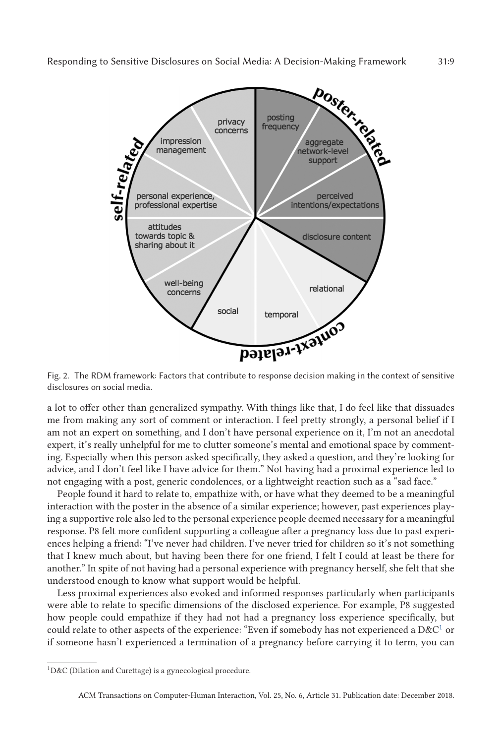Fig. 2. The RDM framework: Factors that contribute to response decision making in the context of sensitive disclosures on social media.

a lot to offer other than generalized sympathy. With things like that, I do feel like that dissuades me from making any sort of comment or interaction. I feel pretty strongly, a personal belief if I am not an expert on something, and I don't have personal experience on it, I'm not an anecdotal expert, it's really unhelpful for me to clutter someone's mental and emotional space by commenting. Especially when this person asked specifically, they asked a question, and they're looking for advice, and I don't feel like I have advice for them." Not having had a proximal experience led to not engaging with a post, generic condolences, or a lightweight reaction such as a "sad face."

People found it hard to relate to, empathize with, or have what they deemed to be a meaningful interaction with the poster in the absence of a similar experience; however, past experiences playing a supportive role also led to the personal experience people deemed necessary for a meaningful response. P8 felt more confident supporting a colleague after a pregnancy loss due to past experiences helping a friend: "I've never had children. I've never tried for children so it's not something that I knew much about, but having been there for one friend, I felt I could at least be there for another." In spite of not having had a personal experience with pregnancy herself, she felt that she understood enough to know what support would be helpful.

Less proximal experiences also evoked and informed responses particularly when participants were able to relate to specific dimensions of the disclosed experience. For example, P8 suggested how people could empathize if they had not had a pregnancy loss experience specifically, but could relate to other aspects of the experience: "Even if somebody has not experienced a D&C[1] or if someone hasn't experienced a termination of a pregnancy before carrying it to term, you can

[1] D&C (Dilation and Curettage) is a gynecological procedure.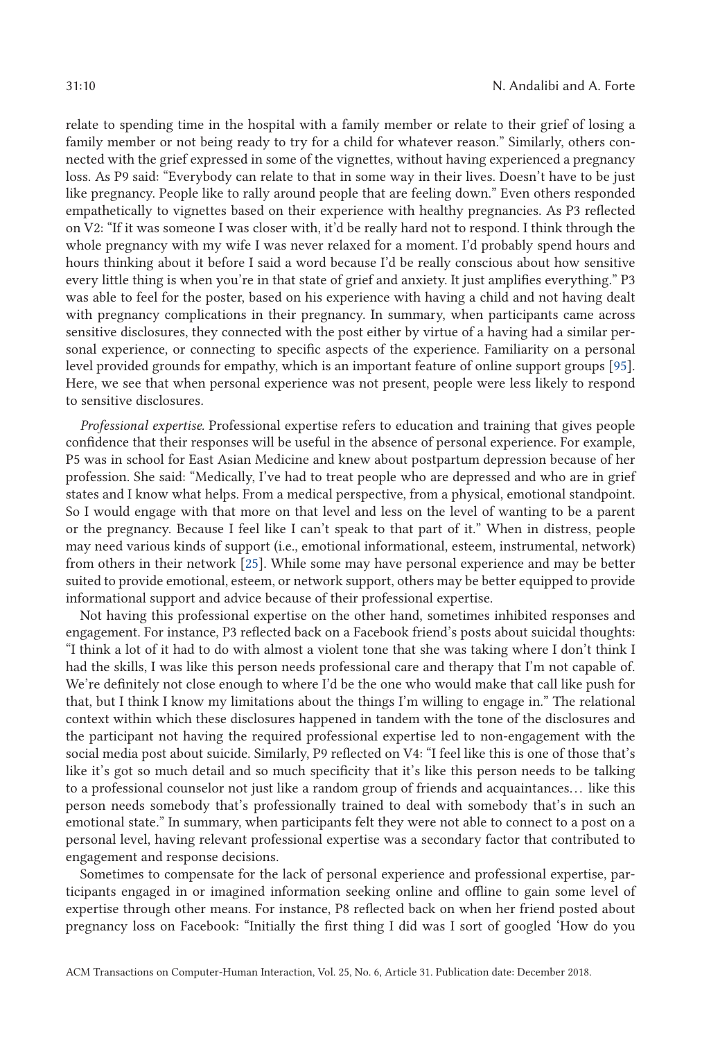relate to spending time in the hospital with a family member or relate to their grief of losing a family member or not being ready to try for a child for whatever reason." Similarly, others connected with the grief expressed in some of the vignettes, without having experienced a pregnancy loss. As P9 said: "Everybody can relate to that in some way in their lives. Doesn't have to be just like pregnancy. People like to rally around people that are feeling down." Even others responded empathetically to vignettes based on their experience with healthy pregnancies. As P3 reflected on V2: "If it was someone I was closer with, it'd be really hard not to respond. I think through the whole pregnancy with my wife I was never relaxed for a moment. I'd probably spend hours and hours thinking about it before I said a word because I'd be really conscious about how sensitive every little thing is when you're in that state of grief and anxiety. It just amplifies everything." P3 was able to feel for the poster, based on his experience with having a child and not having dealt with pregnancy complications in their pregnancy. In summary, when participants came across sensitive disclosures, they connected with the post either by virtue of a having had a similar personal experience, or connecting to specific aspects of the experience. Familiarity on a personal level provided grounds for empathy, which is an important feature of online support groups [95]. Here, we see that when personal experience was not present, people were less likely to respond to sensitive disclosures.

*Professional expertise.* Professional expertise refers to education and training that gives people confidence that their responses will be useful in the absence of personal experience. For example, P5 was in school for East Asian Medicine and knew about postpartum depression because of her profession. She said: "Medically, I've had to treat people who are depressed and who are in grief states and I know what helps. From a medical perspective, from a physical, emotional standpoint. So I would engage with that more on that level and less on the level of wanting to be a parent or the pregnancy. Because I feel like I can't speak to that part of it." When in distress, people may need various kinds of support (i.e., emotional informational, esteem, instrumental, network) from others in their network [25]. While some may have personal experience and may be better suited to provide emotional, esteem, or network support, others may be better equipped to provide informational support and advice because of their professional expertise.

Not having this professional expertise on the other hand, sometimes inhibited responses and engagement. For instance, P3 reflected back on a Facebook friend's posts about suicidal thoughts: "I think a lot of it had to do with almost a violent tone that she was taking where I don't think I had the skills, I was like this person needs professional care and therapy that I'm not capable of. We're definitely not close enough to where I'd be the one who would make that call like push for that, but I think I know my limitations about the things I'm willing to engage in." The relational context within which these disclosures happened in tandem with the tone of the disclosures and the participant not having the required professional expertise led to non-engagement with the social media post about suicide. Similarly, P9 reflected on V4: "I feel like this is one of those that's like it's got so much detail and so much specificity that it's like this person needs to be talking to a professional counselor not just like a random group of friends and acquaintances… like this person needs somebody that's professionally trained to deal with somebody that's in such an emotional state." In summary, when participants felt they were not able to connect to a post on a personal level, having relevant professional expertise was a secondary factor that contributed to engagement and response decisions.

Sometimes to compensate for the lack of personal experience and professional expertise, participants engaged in or imagined information seeking online and offline to gain some level of expertise through other means. For instance, P8 reflected back on when her friend posted about pregnancy loss on Facebook: "Initially the first thing I did was I sort of googled 'How do you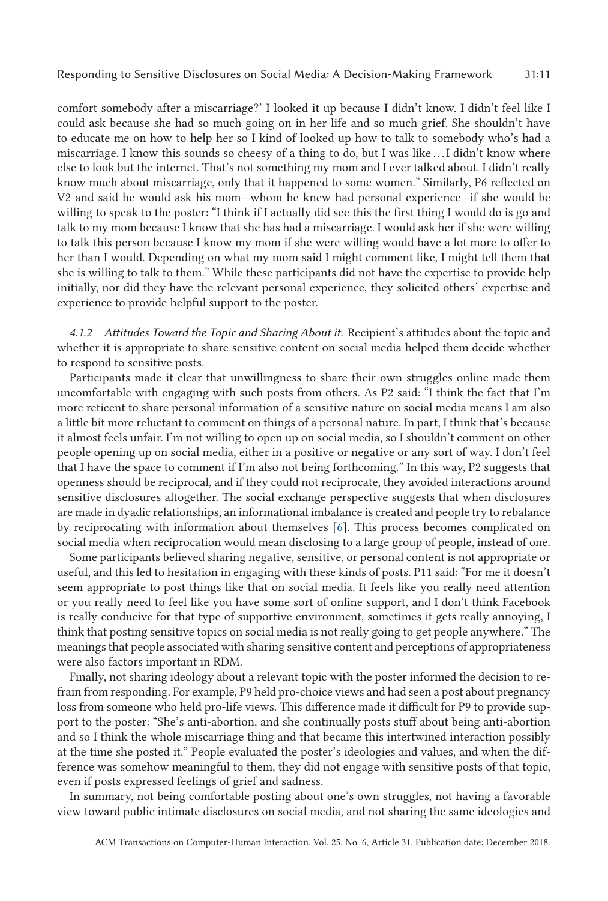comfort somebody after a miscarriage?' I looked it up because I didn't know. I didn't feel like I could ask because she had so much going on in her life and so much grief. She shouldn't have to educate me on how to help her so I kind of looked up how to talk to somebody who's had a miscarriage. I know this sounds so cheesy of a thing to do, but I was like . . . I didn't know where else to look but the internet. That's not something my mom and I ever talked about. I didn't really know much about miscarriage, only that it happened to some women." Similarly, P6 reflected on V2 and said he would ask his mom—whom he knew had personal experience—if she would be willing to speak to the poster: "I think if I actually did see this the first thing I would do is go and talk to my mom because I know that she has had a miscarriage. I would ask her if she were willing to talk this person because I know my mom if she were willing would have a lot more to offer to her than I would. Depending on what my mom said I might comment like, I might tell them that she is willing to talk to them." While these participants did not have the expertise to provide help initially, nor did they have the relevant personal experience, they solicited others' expertise and experience to provide helpful support to the poster.

*4.1.2 Attitudes Toward the Topic and Sharing About it.* Recipient's attitudes about the topic and whether it is appropriate to share sensitive content on social media helped them decide whether to respond to sensitive posts.

Participants made it clear that unwillingness to share their own struggles online made them uncomfortable with engaging with such posts from others. As P2 said: "I think the fact that I'm more reticent to share personal information of a sensitive nature on social media means I am also a little bit more reluctant to comment on things of a personal nature. In part, I think that's because it almost feels unfair. I'm not willing to open up on social media, so I shouldn't comment on other people opening up on social media, either in a positive or negative or any sort of way. I don't feel that I have the space to comment if I'm also not being forthcoming." In this way, P2 suggests that openness should be reciprocal, and if they could not reciprocate, they avoided interactions around sensitive disclosures altogether. The social exchange perspective suggests that when disclosures are made in dyadic relationships, an informational imbalance is created and people try to rebalance by reciprocating with information about themselves [6]. This process becomes complicated on social media when reciprocation would mean disclosing to a large group of people, instead of one.

Some participants believed sharing negative, sensitive, or personal content is not appropriate or useful, and this led to hesitation in engaging with these kinds of posts. P11 said: "For me it doesn't seem appropriate to post things like that on social media. It feels like you really need attention or you really need to feel like you have some sort of online support, and I don't think Facebook is really conducive for that type of supportive environment, sometimes it gets really annoying, I think that posting sensitive topics on social media is not really going to get people anywhere." The meanings that people associated with sharing sensitive content and perceptions of appropriateness were also factors important in RDM.

Finally, not sharing ideology about a relevant topic with the poster informed the decision to refrain from responding. For example, P9 held pro-choice views and had seen a post about pregnancy loss from someone who held pro-life views. This difference made it difficult for P9 to provide support to the poster: "She's anti-abortion, and she continually posts stuff about being anti-abortion and so I think the whole miscarriage thing and that became this intertwined interaction possibly at the time she posted it." People evaluated the poster's ideologies and values, and when the difference was somehow meaningful to them, they did not engage with sensitive posts of that topic, even if posts expressed feelings of grief and sadness.

In summary, not being comfortable posting about one's own struggles, not having a favorable view toward public intimate disclosures on social media, and not sharing the same ideologies and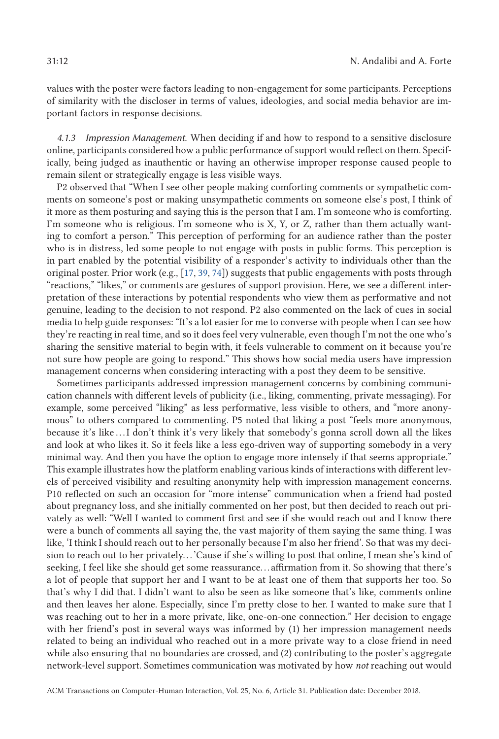values with the poster were factors leading to non-engagement for some participants. Perceptions of similarity with the discloser in terms of values, ideologies, and social media behavior are important factors in response decisions.

*4.1.3 Impression Management.* When deciding if and how to respond to a sensitive disclosure online, participants considered how a public performance of support would reflect on them. Specifically, being judged as inauthentic or having an otherwise improper response caused people to remain silent or strategically engage is less visible ways.

P2 observed that "When I see other people making comforting comments or sympathetic comments on someone's post or making unsympathetic comments on someone else's post, I think of it more as them posturing and saying this is the person that I am. I'm someone who is comforting. I'm someone who is religious. I'm someone who is X, Y, or Z, rather than them actually wanting to comfort a person." This perception of performing for an audience rather than the poster who is in distress, led some people to not engage with posts in public forms. This perception is in part enabled by the potential visibility of a responder's activity to individuals other than the original poster. Prior work (e.g., [17, 39, 74]) suggests that public engagements with posts through "reactions," "likes," or comments are gestures of support provision. Here, we see a different interpretation of these interactions by potential respondents who view them as performative and not genuine, leading to the decision to not respond. P2 also commented on the lack of cues in social media to help guide responses: "It's a lot easier for me to converse with people when I can see how they're reacting in real time, and so it does feel very vulnerable, even though I'm not the one who's sharing the sensitive material to begin with, it feels vulnerable to comment on it because you're not sure how people are going to respond." This shows how social media users have impression management concerns when considering interacting with a post they deem to be sensitive.

Sometimes participants addressed impression management concerns by combining communication channels with different levels of publicity (i.e., liking, commenting, private messaging). For example, some perceived "liking" as less performative, less visible to others, and "more anonymous" to others compared to commenting. P5 noted that liking a post "feels more anonymous, because it's like . . . I don't think it's very likely that somebody's gonna scroll down all the likes and look at who likes it. So it feels like a less ego-driven way of supporting somebody in a very minimal way. And then you have the option to engage more intensely if that seems appropriate." This example illustrates how the platform enabling various kinds of interactions with different levels of perceived visibility and resulting anonymity help with impression management concerns. P10 reflected on such an occasion for "more intense" communication when a friend had posted about pregnancy loss, and she initially commented on her post, but then decided to reach out privately as well: "Well I wanted to comment first and see if she would reach out and I know there were a bunch of comments all saying the, the vast majority of them saying the same thing. I was like, 'I think I should reach out to her personally because I'm also her friend'. So that was my decision to reach out to her privately. . . 'Cause if she's willing to post that online, I mean she's kind of seeking, I feel like she should get some reassurance. . . affirmation from it. So showing that there's a lot of people that support her and I want to be at least one of them that supports her too. So that's why I did that. I didn't want to also be seen as like someone that's like, comments online and then leaves her alone. Especially, since I'm pretty close to her. I wanted to make sure that I was reaching out to her in a more private, like, one-on-one connection." Her decision to engage with her friend's post in several ways was informed by (1) her impression management needs related to being an individual who reached out in a more private way to a close friend in need while also ensuring that no boundaries are crossed, and (2) contributing to the poster's aggregate network-level support. Sometimes communication was motivated by how *not* reaching out would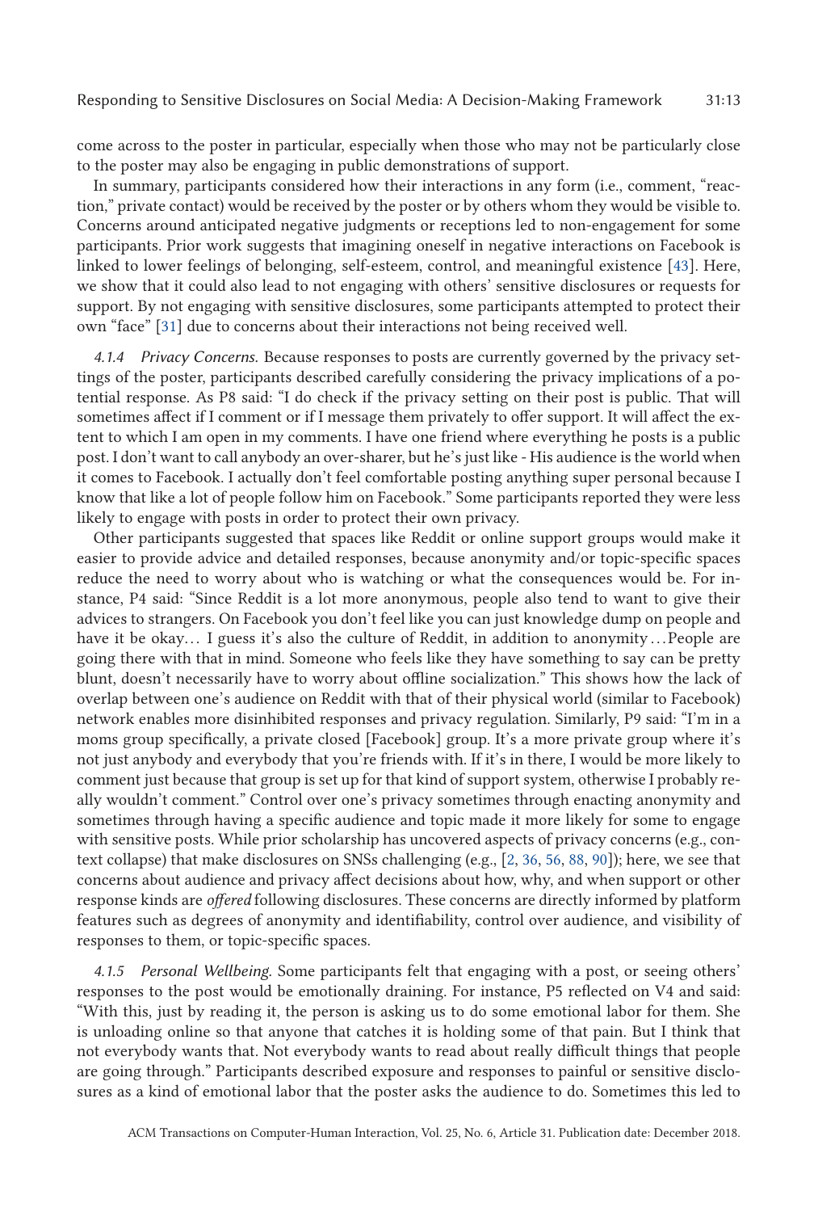come across to the poster in particular, especially when those who may not be particularly close to the poster may also be engaging in public demonstrations of support.

In summary, participants considered how their interactions in any form (i.e., comment, "reaction," private contact) would be received by the poster or by others whom they would be visible to. Concerns around anticipated negative judgments or receptions led to non-engagement for some participants. Prior work suggests that imagining oneself in negative interactions on Facebook is linked to lower feelings of belonging, self-esteem, control, and meaningful existence [43]. Here, we show that it could also lead to not engaging with others' sensitive disclosures or requests for support. By not engaging with sensitive disclosures, some participants attempted to protect their own "face" [31] due to concerns about their interactions not being received well.

*4.1.4 Privacy Concerns.* Because responses to posts are currently governed by the privacy settings of the poster, participants described carefully considering the privacy implications of a potential response. As P8 said: "I do check if the privacy setting on their post is public. That will sometimes affect if I comment or if I message them privately to offer support. It will affect the extent to which I am open in my comments. I have one friend where everything he posts is a public post. I don't want to call anybody an over-sharer, but he's just like - His audience is the world when it comes to Facebook. I actually don't feel comfortable posting anything super personal because I know that like a lot of people follow him on Facebook." Some participants reported they were less likely to engage with posts in order to protect their own privacy.

Other participants suggested that spaces like Reddit or online support groups would make it easier to provide advice and detailed responses, because anonymity and/or topic-specific spaces reduce the need to worry about who is watching or what the consequences would be. For instance, P4 said: "Since Reddit is a lot more anonymous, people also tend to want to give their advices to strangers. On Facebook you don't feel like you can just knowledge dump on people and have it be okay... I guess it's also the culture of Reddit, in addition to anonymity ... People are going there with that in mind. Someone who feels like they have something to say can be pretty blunt, doesn't necessarily have to worry about offline socialization." This shows how the lack of overlap between one's audience on Reddit with that of their physical world (similar to Facebook) network enables more disinhibited responses and privacy regulation. Similarly, P9 said: "I'm in a moms group specifically, a private closed [Facebook] group. It's a more private group where it's not just anybody and everybody that you're friends with. If it's in there, I would be more likely to comment just because that group is set up for that kind of support system, otherwise I probably really wouldn't comment." Control over one's privacy sometimes through enacting anonymity and sometimes through having a specific audience and topic made it more likely for some to engage with sensitive posts. While prior scholarship has uncovered aspects of privacy concerns (e.g., context collapse) that make disclosures on SNSs challenging (e.g., [2, 36, 56, 88, 90]); here, we see that concerns about audience and privacy affect decisions about how, why, and when support or other response kinds are *offered* following disclosures. These concerns are directly informed by platform features such as degrees of anonymity and identifiability, control over audience, and visibility of responses to them, or topic-specific spaces.

*4.1.5 Personal Wellbeing.* Some participants felt that engaging with a post, or seeing others' responses to the post would be emotionally draining. For instance, P5 reflected on V4 and said: "With this, just by reading it, the person is asking us to do some emotional labor for them. She is unloading online so that anyone that catches it is holding some of that pain. But I think that not everybody wants that. Not everybody wants to read about really difficult things that people are going through." Participants described exposure and responses to painful or sensitive disclosures as a kind of emotional labor that the poster asks the audience to do. Sometimes this led to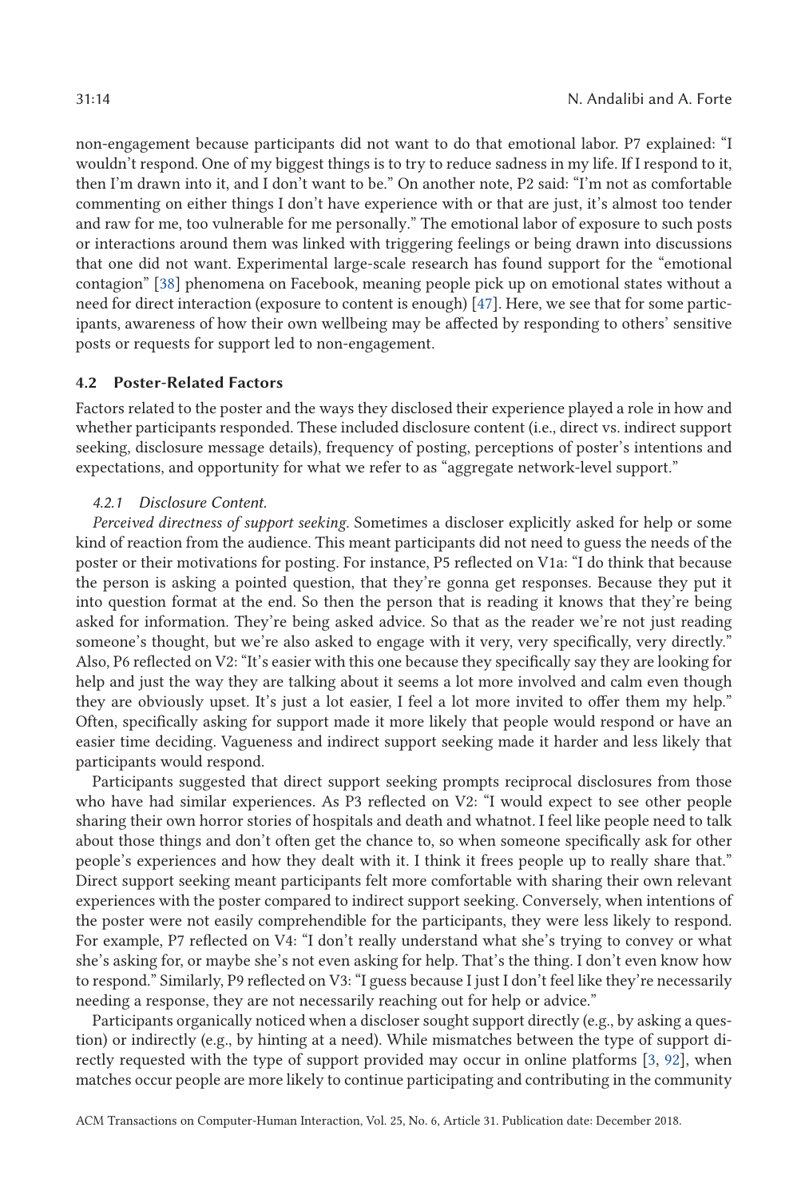non-engagement because participants did not want to do that emotional labor. P7 explained: "I wouldn't respond. One of my biggest things is to try to reduce sadness in my life. If I respond to it, then I'm drawn into it, and I don't want to be." On another note, P2 said: "I'm not as comfortable commenting on either things I don't have experience with or that are just, it's almost too tender and raw for me, too vulnerable for me personally." The emotional labor of exposure to such posts or interactions around them was linked with triggering feelings or being drawn into discussions that one did not want. Experimental large-scale research has found support for the "emotional contagion" [38] phenomena on Facebook, meaning people pick up on emotional states without a need for direct interaction (exposure to content is enough) [47]. Here, we see that for some participants, awareness of how their own wellbeing may be affected by responding to others' sensitive posts or requests for support led to non-engagement.

### 4.2 Poster-Related Factors

Factors related to the poster and the ways they disclosed their experience played a role in how and whether participants responded. These included disclosure content (i.e., direct vs. indirect support seeking, disclosure message details), frequency of posting, perceptions of poster's intentions and expectations, and opportunity for what we refer to as "aggregate network-level support."

#### 4.2.1 Disclosure Content.

*Perceived directness of support seeking.* Sometimes a discloser explicitly asked for help or some kind of reaction from the audience. This meant participants did not need to guess the needs of the poster or their motivations for posting. For instance, P5 reflected on V1a: "I do think that because the person is asking a pointed question, that they're gonna get responses. Because they put it into question format at the end. So then the person that is reading it knows that they're being asked for information. They're being asked advice. So that as the reader we're not just reading someone's thought, but we're also asked to engage with it very, very specifically, very directly." Also, P6 reflected on V2: "It's easier with this one because they specifically say they are looking for help and just the way they are talking about it seems a lot more involved and calm even though they are obviously upset. It's just a lot easier, I feel a lot more invited to offer them my help." Often, specifically asking for support made it more likely that people would respond or have an easier time deciding. Vagueness and indirect support seeking made it harder and less likely that participants would respond.

Participants suggested that direct support seeking prompts reciprocal disclosures from those who have had similar experiences. As P3 reflected on V2: "I would expect to see other people sharing their own horror stories of hospitals and death and whatnot. I feel like people need to talk about those things and don't often get the chance to, so when someone specifically ask for other people's experiences and how they dealt with it. I think it frees people up to really share that." Direct support seeking meant participants felt more comfortable with sharing their own relevant experiences with the poster compared to indirect support seeking. Conversely, when intentions of the poster were not easily comprehendible for the participants, they were less likely to respond. For example, P7 reflected on V4: "I don't really understand what she's trying to convey or what she's asking for, or maybe she's not even asking for help. That's the thing. I don't even know how to respond." Similarly, P9 reflected on V3: "I guess because I just I don't feel like they're necessarily needing a response, they are not necessarily reaching out for help or advice."

Participants organically noticed when a discloser sought support directly (e.g., by asking a question) or indirectly (e.g., by hinting at a need). While mismatches between the type of support directly requested with the type of support provided may occur in online platforms [3, 92], when matches occur people are more likely to continue participating and contributing in the community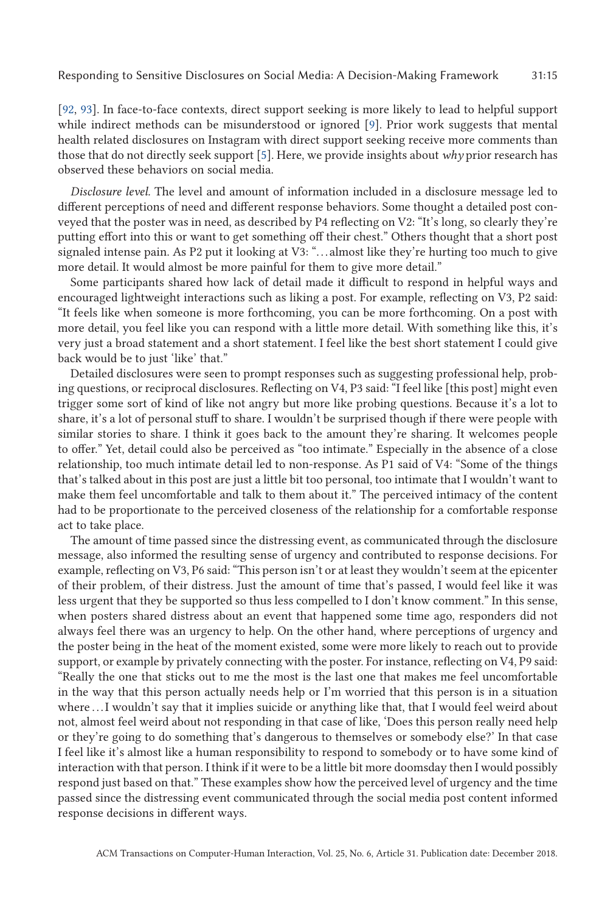[92, 93]. In face-to-face contexts, direct support seeking is more likely to lead to helpful support while indirect methods can be misunderstood or ignored [9]. Prior work suggests that mental health related disclosures on Instagram with direct support seeking receive more comments than those that do not directly seek support [5]. Here, we provide insights about *why* prior research has observed these behaviors on social media.

*Disclosure level.* The level and amount of information included in a disclosure message led to different perceptions of need and different response behaviors. Some thought a detailed post conveyed that the poster was in need, as described by P4 reflecting on V2: "It's long, so clearly they're putting effort into this or want to get something off their chest." Others thought that a short post signaled intense pain. As P2 put it looking at V3: "…almost like they're hurting too much to give more detail. It would almost be more painful for them to give more detail."

Some participants shared how lack of detail made it difficult to respond in helpful ways and encouraged lightweight interactions such as liking a post. For example, reflecting on V3, P2 said: "It feels like when someone is more forthcoming, you can be more forthcoming. On a post with more detail, you feel like you can respond with a little more detail. With something like this, it's very just a broad statement and a short statement. I feel like the best short statement I could give back would be to just 'like' that."

Detailed disclosures were seen to prompt responses such as suggesting professional help, probing questions, or reciprocal disclosures. Reflecting on V4, P3 said: "I feel like [this post] might even trigger some sort of kind of like not angry but more like probing questions. Because it's a lot to share, it's a lot of personal stuff to share. I wouldn't be surprised though if there were people with similar stories to share. I think it goes back to the amount they're sharing. It welcomes people to offer." Yet, detail could also be perceived as "too intimate." Especially in the absence of a close relationship, too much intimate detail led to non-response. As P1 said of V4: "Some of the things that's talked about in this post are just a little bit too personal, too intimate that I wouldn't want to make them feel uncomfortable and talk to them about it." The perceived intimacy of the content had to be proportionate to the perceived closeness of the relationship for a comfortable response act to take place.

The amount of time passed since the distressing event, as communicated through the disclosure message, also informed the resulting sense of urgency and contributed to response decisions. For example, reflecting on V3, P6 said: "This person isn't or at least they wouldn't seem at the epicenter of their problem, of their distress. Just the amount of time that's passed, I would feel like it was less urgent that they be supported so thus less compelled to I don't know comment." In this sense, when posters shared distress about an event that happened some time ago, responders did not always feel there was an urgency to help. On the other hand, where perceptions of urgency and the poster being in the heat of the moment existed, some were more likely to reach out to provide support, or example by privately connecting with the poster. For instance, reflecting on V4, P9 said: "Really the one that sticks out to me the most is the last one that makes me feel uncomfortable in the way that this person actually needs help or I'm worried that this person is in a situation where…I wouldn't say that it implies suicide or anything like that, that I would feel weird about not, almost feel weird about not responding in that case of like, 'Does this person really need help or they're going to do something that's dangerous to themselves or somebody else?' In that case I feel like it's almost like a human responsibility to respond to somebody or to have some kind of interaction with that person. I think if it were to be a little bit more doomsday then I would possibly respond just based on that." These examples show how the perceived level of urgency and the time passed since the distressing event communicated through the social media post content informed response decisions in different ways.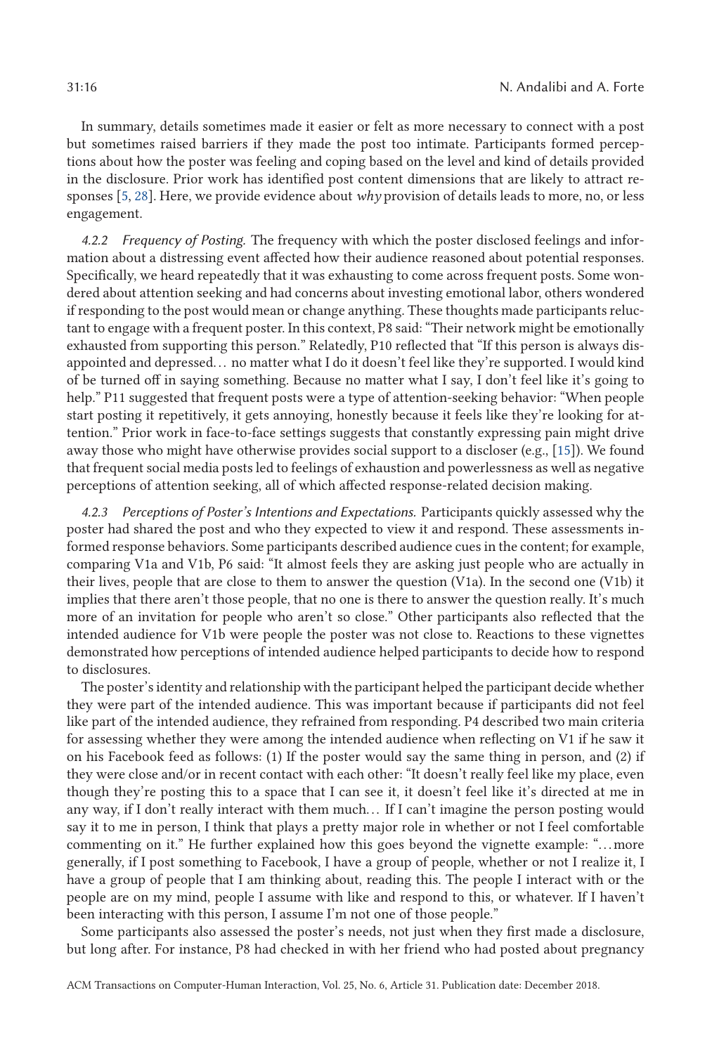In summary, details sometimes made it easier or felt as more necessary to connect with a post but sometimes raised barriers if they made the post too intimate. Participants formed perceptions about how the poster was feeling and coping based on the level and kind of details provided in the disclosure. Prior work has identified post content dimensions that are likely to attract responses [5, 28]. Here, we provide evidence about *why* provision of details leads to more, no, or less engagement.

*4.2.2 Frequency of Posting.* The frequency with which the poster disclosed feelings and information about a distressing event affected how their audience reasoned about potential responses. Specifically, we heard repeatedly that it was exhausting to come across frequent posts. Some wondered about attention seeking and had concerns about investing emotional labor, others wondered if responding to the post would mean or change anything. These thoughts made participants reluctant to engage with a frequent poster. In this context, P8 said: "Their network might be emotionally exhausted from supporting this person." Relatedly, P10 reflected that "If this person is always disappointed and depressed… no matter what I do it doesn't feel like they're supported. I would kind of be turned off in saying something. Because no matter what I say, I don't feel like it's going to help." P11 suggested that frequent posts were a type of attention-seeking behavior: "When people start posting it repetitively, it gets annoying, honestly because it feels like they're looking for attention." Prior work in face-to-face settings suggests that constantly expressing pain might drive away those who might have otherwise provides social support to a discloser (e.g., [15]). We found that frequent social media posts led to feelings of exhaustion and powerlessness as well as negative perceptions of attention seeking, all of which affected response-related decision making.

*4.2.3 Perceptions of Poster's Intentions and Expectations.* Participants quickly assessed why the poster had shared the post and who they expected to view it and respond. These assessments informed response behaviors. Some participants described audience cues in the content; for example, comparing V1a and V1b, P6 said: "It almost feels they are asking just people who are actually in their lives, people that are close to them to answer the question (V1a). In the second one (V1b) it implies that there aren't those people, that no one is there to answer the question really. It's much more of an invitation for people who aren't so close." Other participants also reflected that the intended audience for V1b were people the poster was not close to. Reactions to these vignettes demonstrated how perceptions of intended audience helped participants to decide how to respond to disclosures.

The poster's identity and relationship with the participant helped the participant decide whether they were part of the intended audience. This was important because if participants did not feel like part of the intended audience, they refrained from responding. P4 described two main criteria for assessing whether they were among the intended audience when reflecting on V1 if he saw it on his Facebook feed as follows: (1) If the poster would say the same thing in person, and (2) if they were close and/or in recent contact with each other: "It doesn't really feel like my place, even though they're posting this to a space that I can see it, it doesn't feel like it's directed at me in any way, if I don't really interact with them much… If I can't imagine the person posting would say it to me in person, I think that plays a pretty major role in whether or not I feel comfortable commenting on it." He further explained how this goes beyond the vignette example: "…more generally, if I post something to Facebook, I have a group of people, whether or not I realize it, I have a group of people that I am thinking about, reading this. The people I interact with or the people are on my mind, people I assume with like and respond to this, or whatever. If I haven't been interacting with this person, I assume I'm not one of those people."

Some participants also assessed the poster's needs, not just when they first made a disclosure, but long after. For instance, P8 had checked in with her friend who had posted about pregnancy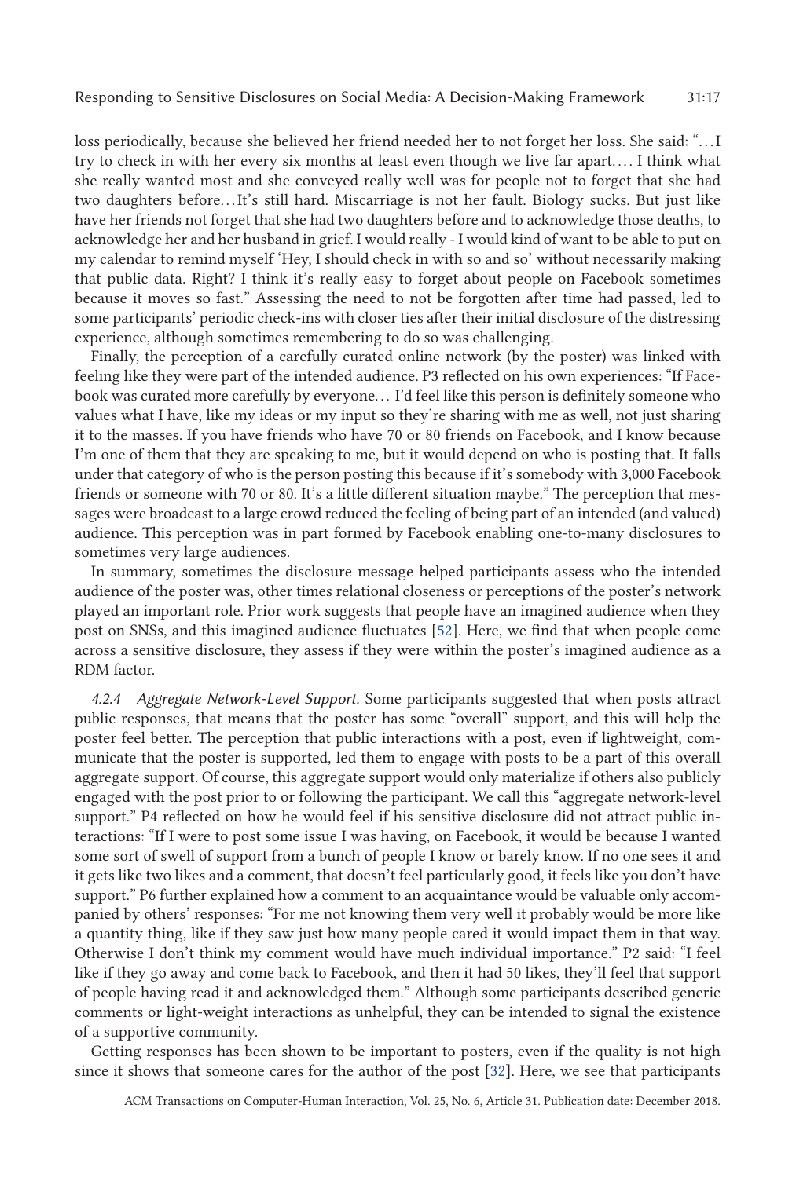loss periodically, because she believed her friend needed her to not forget her loss. She said: "…I try to check in with her every six months at least even though we live far apart.… I think what she really wanted most and she conveyed really well was for people not to forget that she had two daughters before…It's still hard. Miscarriage is not her fault. Biology sucks. But just like have her friends not forget that she had two daughters before and to acknowledge those deaths, to acknowledge her and her husband in grief. I would really - I would kind of want to be able to put on my calendar to remind myself 'Hey, I should check in with so and so' without necessarily making that public data. Right? I think it's really easy to forget about people on Facebook sometimes because it moves so fast." Assessing the need to not be forgotten after time had passed, led to some participants' periodic check-ins with closer ties after their initial disclosure of the distressing experience, although sometimes remembering to do so was challenging.

Finally, the perception of a carefully curated online network (by the poster) was linked with feeling like they were part of the intended audience. P3 reflected on his own experiences: "If Facebook was curated more carefully by everyone… I'd feel like this person is definitely someone who values what I have, like my ideas or my input so they're sharing with me as well, not just sharing it to the masses. If you have friends who have 70 or 80 friends on Facebook, and I know because I'm one of them that they are speaking to me, but it would depend on who is posting that. It falls under that category of who is the person posting this because if it's somebody with 3,000 Facebook friends or someone with 70 or 80. It's a little different situation maybe." The perception that messages were broadcast to a large crowd reduced the feeling of being part of an intended (and valued) audience. This perception was in part formed by Facebook enabling one-to-many disclosures to sometimes very large audiences.

In summary, sometimes the disclosure message helped participants assess who the intended audience of the poster was, other times relational closeness or perceptions of the poster's network played an important role. Prior work suggests that people have an imagined audience when they post on SNSs, and this imagined audience fluctuates [52]. Here, we find that when people come across a sensitive disclosure, they assess if they were within the poster's imagined audience as a RDM factor.

*4.2.4 Aggregate Network-Level Support.* Some participants suggested that when posts attract public responses, that means that the poster has some "overall" support, and this will help the poster feel better. The perception that public interactions with a post, even if lightweight, communicate that the poster is supported, led them to engage with posts to be a part of this overall aggregate support. Of course, this aggregate support would only materialize if others also publicly engaged with the post prior to or following the participant. We call this "aggregate network-level support." P4 reflected on how he would feel if his sensitive disclosure did not attract public interactions: "If I were to post some issue I was having, on Facebook, it would be because I wanted some sort of swell of support from a bunch of people I know or barely know. If no one sees it and it gets like two likes and a comment, that doesn't feel particularly good, it feels like you don't have support." P6 further explained how a comment to an acquaintance would be valuable only accompanied by others' responses: "For me not knowing them very well it probably would be more like a quantity thing, like if they saw just how many people cared it would impact them in that way. Otherwise I don't think my comment would have much individual importance." P2 said: "I feel like if they go away and come back to Facebook, and then it had 50 likes, they'll feel that support of people having read it and acknowledged them." Although some participants described generic comments or light-weight interactions as unhelpful, they can be intended to signal the existence of a supportive community.

Getting responses has been shown to be important to posters, even if the quality is not high since it shows that someone cares for the author of the post [32]. Here, we see that participants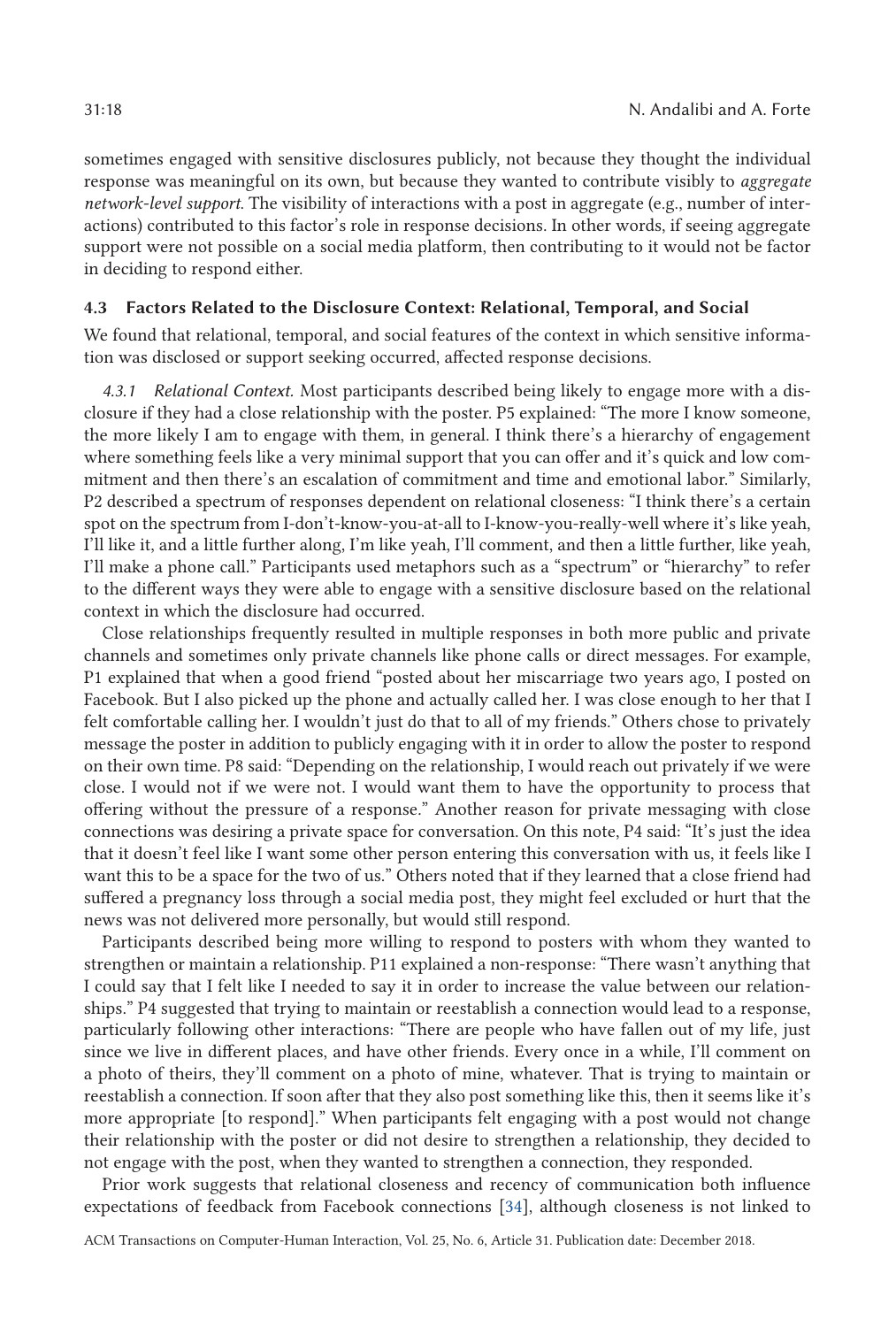sometimes engaged with sensitive disclosures publicly, not because they thought the individual response was meaningful on its own, but because they wanted to contribute visibly to *aggregate network-level support*. The visibility of interactions with a post in aggregate (e.g., number of interactions) contributed to this factor's role in response decisions. In other words, if seeing aggregate support were not possible on a social media platform, then contributing to it would not be factor in deciding to respond either.

### 4.3 Factors Related to the Disclosure Context: Relational, Temporal, and Social

We found that relational, temporal, and social features of the context in which sensitive information was disclosed or support seeking occurred, affected response decisions.

*4.3.1 Relational Context.* Most participants described being likely to engage more with a disclosure if they had a close relationship with the poster. P5 explained: "The more I know someone, the more likely I am to engage with them, in general. I think there's a hierarchy of engagement where something feels like a very minimal support that you can offer and it's quick and low commitment and then there's an escalation of commitment and time and emotional labor." Similarly, P2 described a spectrum of responses dependent on relational closeness: "I think there's a certain spot on the spectrum from I-don't-know-you-at-all to I-know-you-really-well where it's like yeah, I'll like it, and a little further along, I'm like yeah, I'll comment, and then a little further, like yeah, I'll make a phone call." Participants used metaphors such as a "spectrum" or "hierarchy" to refer to the different ways they were able to engage with a sensitive disclosure based on the relational context in which the disclosure had occurred.

Close relationships frequently resulted in multiple responses in both more public and private channels and sometimes only private channels like phone calls or direct messages. For example, P1 explained that when a good friend "posted about her miscarriage two years ago, I posted on Facebook. But I also picked up the phone and actually called her. I was close enough to her that I felt comfortable calling her. I wouldn't just do that to all of my friends." Others chose to privately message the poster in addition to publicly engaging with it in order to allow the poster to respond on their own time. P8 said: "Depending on the relationship, I would reach out privately if we were close. I would not if we were not. I would want them to have the opportunity to process that offering without the pressure of a response." Another reason for private messaging with close connections was desiring a private space for conversation. On this note, P4 said: "It's just the idea that it doesn't feel like I want some other person entering this conversation with us, it feels like I want this to be a space for the two of us." Others noted that if they learned that a close friend had suffered a pregnancy loss through a social media post, they might feel excluded or hurt that the news was not delivered more personally, but would still respond.

Participants described being more willing to respond to posters with whom they wanted to strengthen or maintain a relationship. P11 explained a non-response: "There wasn't anything that I could say that I felt like I needed to say it in order to increase the value between our relationships." P4 suggested that trying to maintain or reestablish a connection would lead to a response, particularly following other interactions: "There are people who have fallen out of my life, just since we live in different places, and have other friends. Every once in a while, I'll comment on a photo of theirs, they'll comment on a photo of mine, whatever. That is trying to maintain or reestablish a connection. If soon after that they also post something like this, then it seems like it's more appropriate [to respond]." When participants felt engaging with a post would not change their relationship with the poster or did not desire to strengthen a relationship, they decided to not engage with the post, when they wanted to strengthen a connection, they responded.

Prior work suggests that relational closeness and recency of communication both influence expectations of feedback from Facebook connections [34], although closeness is not linked to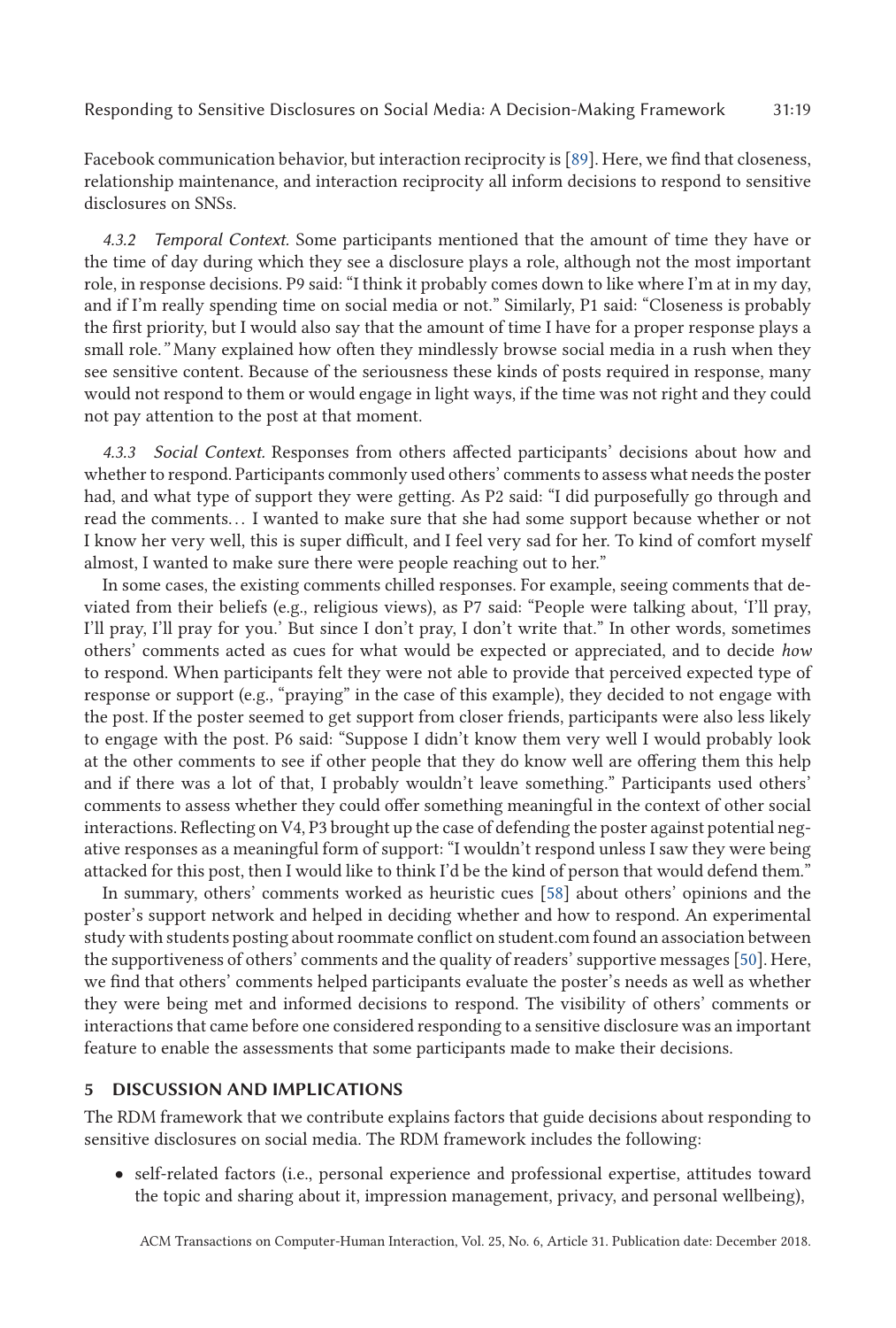Facebook communication behavior, but interaction reciprocity is [89]. Here, we find that closeness, relationship maintenance, and interaction reciprocity all inform decisions to respond to sensitive disclosures on SNSs.

*4.3.2 Temporal Context.* Some participants mentioned that the amount of time they have or the time of day during which they see a disclosure plays a role, although not the most important role, in response decisions. P9 said: "I think it probably comes down to like where I'm at in my day, and if I'm really spending time on social media or not." Similarly, P1 said: "Closeness is probably the first priority, but I would also say that the amount of time I have for a proper response plays a small role." Many explained how often they mindlessly browse social media in a rush when they see sensitive content. Because of the seriousness these kinds of posts required in response, many would not respond to them or would engage in light ways, if the time was not right and they could not pay attention to the post at that moment.

*4.3.3 Social Context.* Responses from others affected participants' decisions about how and whether to respond. Participants commonly used others' comments to assess what needs the poster had, and what type of support they were getting. As P2 said: "I did purposefully go through and read the comments… I wanted to make sure that she had some support because whether or not I know her very well, this is super difficult, and I feel very sad for her. To kind of comfort myself almost, I wanted to make sure there were people reaching out to her."

In some cases, the existing comments chilled responses. For example, seeing comments that deviated from their beliefs (e.g., religious views), as P7 said: "People were talking about, 'I'll pray, I'll pray, I'll pray for you.' But since I don't pray, I don't write that." In other words, sometimes others' comments acted as cues for what would be expected or appreciated, and to decide *how* to respond. When participants felt they were not able to provide that perceived expected type of response or support (e.g., "praying" in the case of this example), they decided to not engage with the post. If the poster seemed to get support from closer friends, participants were also less likely to engage with the post. P6 said: "Suppose I didn't know them very well I would probably look at the other comments to see if other people that they do know well are offering them this help and if there was a lot of that, I probably wouldn't leave something." Participants used others' comments to assess whether they could offer something meaningful in the context of other social interactions. Reflecting on V4, P3 brought up the case of defending the poster against potential negative responses as a meaningful form of support: "I wouldn't respond unless I saw they were being attacked for this post, then I would like to think I'd be the kind of person that would defend them."

In summary, others' comments worked as heuristic cues [58] about others' opinions and the poster's support network and helped in deciding whether and how to respond. An experimental study with students posting about roommate conflict on student.com found an association between the supportiveness of others' comments and the quality of readers' supportive messages [50]. Here, we find that others' comments helped participants evaluate the poster's needs as well as whether they were being met and informed decisions to respond. The visibility of others' comments or interactions that came before one considered responding to a sensitive disclosure was an important feature to enable the assessments that some participants made to make their decisions.

## 5 DISCUSSION AND IMPLICATIONS

The RDM framework that we contribute explains factors that guide decisions about responding to sensitive disclosures on social media. The RDM framework includes the following:

- self-related factors (i.e., personal experience and professional expertise, attitudes toward the topic and sharing about it, impression management, privacy, and personal wellbeing),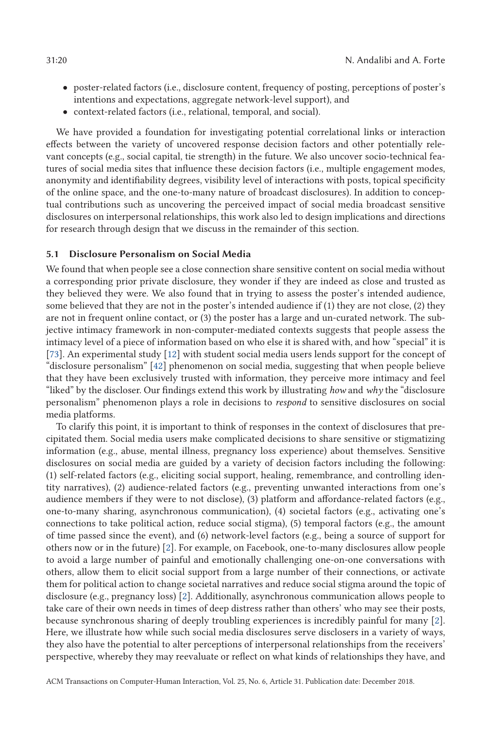- poster-related factors (i.e., disclosure content, frequency of posting, perceptions of poster's intentions and expectations, aggregate network-level support), and
- context-related factors (i.e., relational, temporal, and social).

We have provided a foundation for investigating potential correlational links or interaction effects between the variety of uncovered response decision factors and other potentially relevant concepts (e.g., social capital, tie strength) in the future. We also uncover socio-technical features of social media sites that influence these decision factors (i.e., multiple engagement modes, anonymity and identifiability degrees, visibility level of interactions with posts, topical specificity of the online space, and the one-to-many nature of broadcast disclosures). In addition to conceptual contributions such as uncovering the perceived impact of social media broadcast sensitive disclosures on interpersonal relationships, this work also led to design implications and directions for research through design that we discuss in the remainder of this section.

### 5.1 Disclosure Personalism on Social Media

We found that when people see a close connection share sensitive content on social media without a corresponding prior private disclosure, they wonder if they are indeed as close and trusted as they believed they were. We also found that in trying to assess the poster's intended audience, some believed that they are not in the poster's intended audience if (1) they are not close, (2) they are not in frequent online contact, or (3) the poster has a large and un-curated network. The subjective intimacy framework in non-computer-mediated contexts suggests that people assess the intimacy level of a piece of information based on who else it is shared with, and how "special" it is [73]. An experimental study [12] with student social media users lends support for the concept of "disclosure personalism" [42] phenomenon on social media, suggesting that when people believe that they have been exclusively trusted with information, they perceive more intimacy and feel "liked" by the discloser. Our findings extend this work by illustrating *how* and *why* the "disclosure personalism" phenomenon plays a role in decisions to *respond* to sensitive disclosures on social media platforms.

To clarify this point, it is important to think of responses in the context of disclosures that precipitated them. Social media users make complicated decisions to share sensitive or stigmatizing information (e.g., abuse, mental illness, pregnancy loss experience) about themselves. Sensitive disclosures on social media are guided by a variety of decision factors including the following: (1) self-related factors (e.g., eliciting social support, healing, remembrance, and controlling identity narratives), (2) audience-related factors (e.g., preventing unwanted interactions from one's audience members if they were to not disclose), (3) platform and affordance-related factors (e.g., one-to-many sharing, asynchronous communication), (4) societal factors (e.g., activating one's connections to take political action, reduce social stigma), (5) temporal factors (e.g., the amount of time passed since the event), and (6) network-level factors (e.g., being a source of support for others now or in the future) [2]. For example, on Facebook, one-to-many disclosures allow people to avoid a large number of painful and emotionally challenging one-on-one conversations with others, allow them to elicit social support from a large number of their connections, or activate them for political action to change societal narratives and reduce social stigma around the topic of disclosure (e.g., pregnancy loss) [2]. Additionally, asynchronous communication allows people to take care of their own needs in times of deep distress rather than others' who may see their posts, because synchronous sharing of deeply troubling experiences is incredibly painful for many [2]. Here, we illustrate how while such social media disclosures serve disclosers in a variety of ways, they also have the potential to alter perceptions of interpersonal relationships from the receivers' perspective, whereby they may reevaluate or reflect on what kinds of relationships they have, and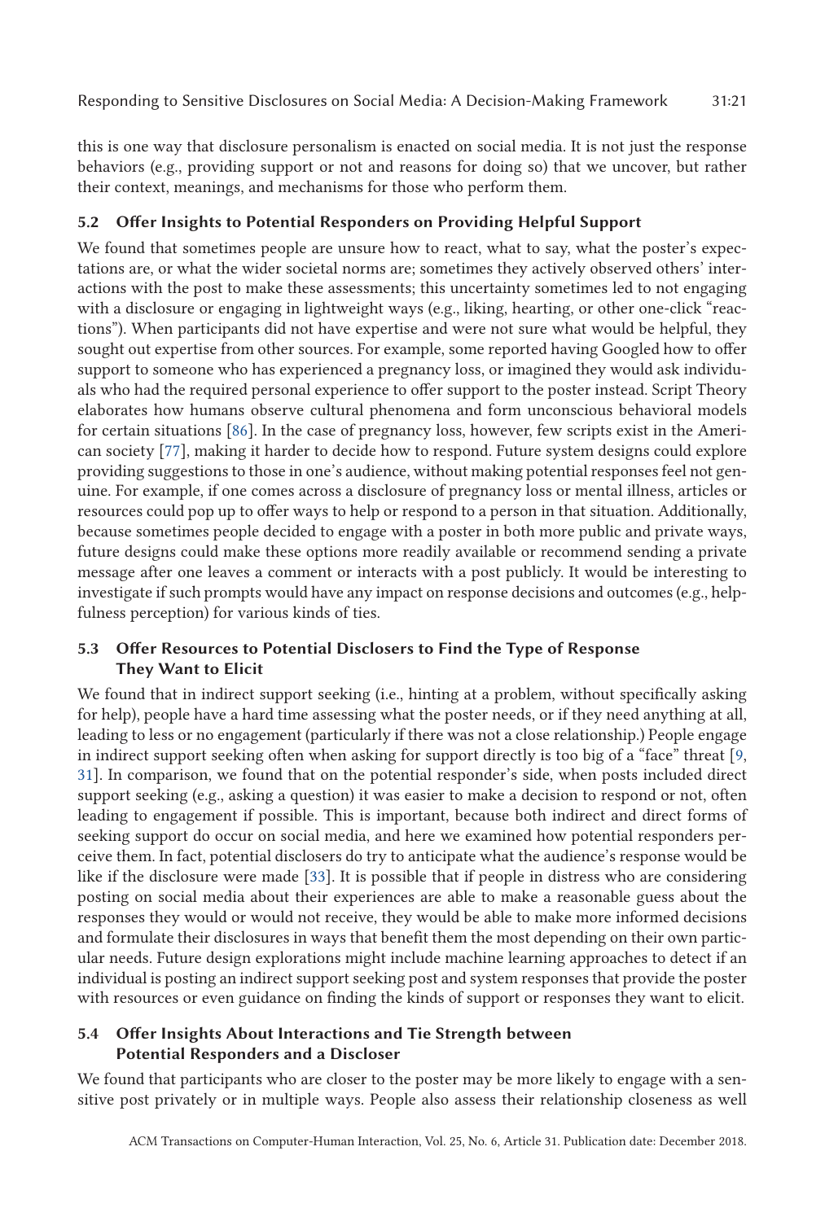this is one way that disclosure personalism is enacted on social media. It is not just the response behaviors (e.g., providing support or not and reasons for doing so) that we uncover, but rather their context, meanings, and mechanisms for those who perform them.

### 5.2 Offer Insights to Potential Responders on Providing Helpful Support

We found that sometimes people are unsure how to react, what to say, what the poster's expectations are, or what the wider societal norms are; sometimes they actively observed others' interactions with the post to make these assessments; this uncertainty sometimes led to not engaging with a disclosure or engaging in lightweight ways (e.g., liking, hearting, or other one-click "reactions"). When participants did not have expertise and were not sure what would be helpful, they sought out expertise from other sources. For example, some reported having Googled how to offer support to someone who has experienced a pregnancy loss, or imagined they would ask individuals who had the required personal experience to offer support to the poster instead. Script Theory elaborates how humans observe cultural phenomena and form unconscious behavioral models for certain situations [86]. In the case of pregnancy loss, however, few scripts exist in the American society [77], making it harder to decide how to respond. Future system designs could explore providing suggestions to those in one's audience, without making potential responses feel not genuine. For example, if one comes across a disclosure of pregnancy loss or mental illness, articles or resources could pop up to offer ways to help or respond to a person in that situation. Additionally, because sometimes people decided to engage with a poster in both more public and private ways, future designs could make these options more readily available or recommend sending a private message after one leaves a comment or interacts with a post publicly. It would be interesting to investigate if such prompts would have any impact on response decisions and outcomes (e.g., helpfulness perception) for various kinds of ties.

### 5.3 Offer Resources to Potential Disclosers to Find the Type of Response They Want to Elicit

We found that in indirect support seeking (i.e., hinting at a problem, without specifically asking for help), people have a hard time assessing what the poster needs, or if they need anything at all, leading to less or no engagement (particularly if there was not a close relationship.) People engage in indirect support seeking often when asking for support directly is too big of a "face" threat [9, 31]. In comparison, we found that on the potential responder's side, when posts included direct support seeking (e.g., asking a question) it was easier to make a decision to respond or not, often leading to engagement if possible. This is important, because both indirect and direct forms of seeking support do occur on social media, and here we examined how potential responders perceive them. In fact, potential disclosers do try to anticipate what the audience's response would be like if the disclosure were made [33]. It is possible that if people in distress who are considering posting on social media about their experiences are able to make a reasonable guess about the responses they would or would not receive, they would be able to make more informed decisions and formulate their disclosures in ways that benefit them the most depending on their own particular needs. Future design explorations might include machine learning approaches to detect if an individual is posting an indirect support seeking post and system responses that provide the poster with resources or even guidance on finding the kinds of support or responses they want to elicit.

### 5.4 Offer Insights About Interactions and Tie Strength between Potential Responders and a Discloser

We found that participants who are closer to the poster may be more likely to engage with a sensitive post privately or in multiple ways. People also assess their relationship closeness as well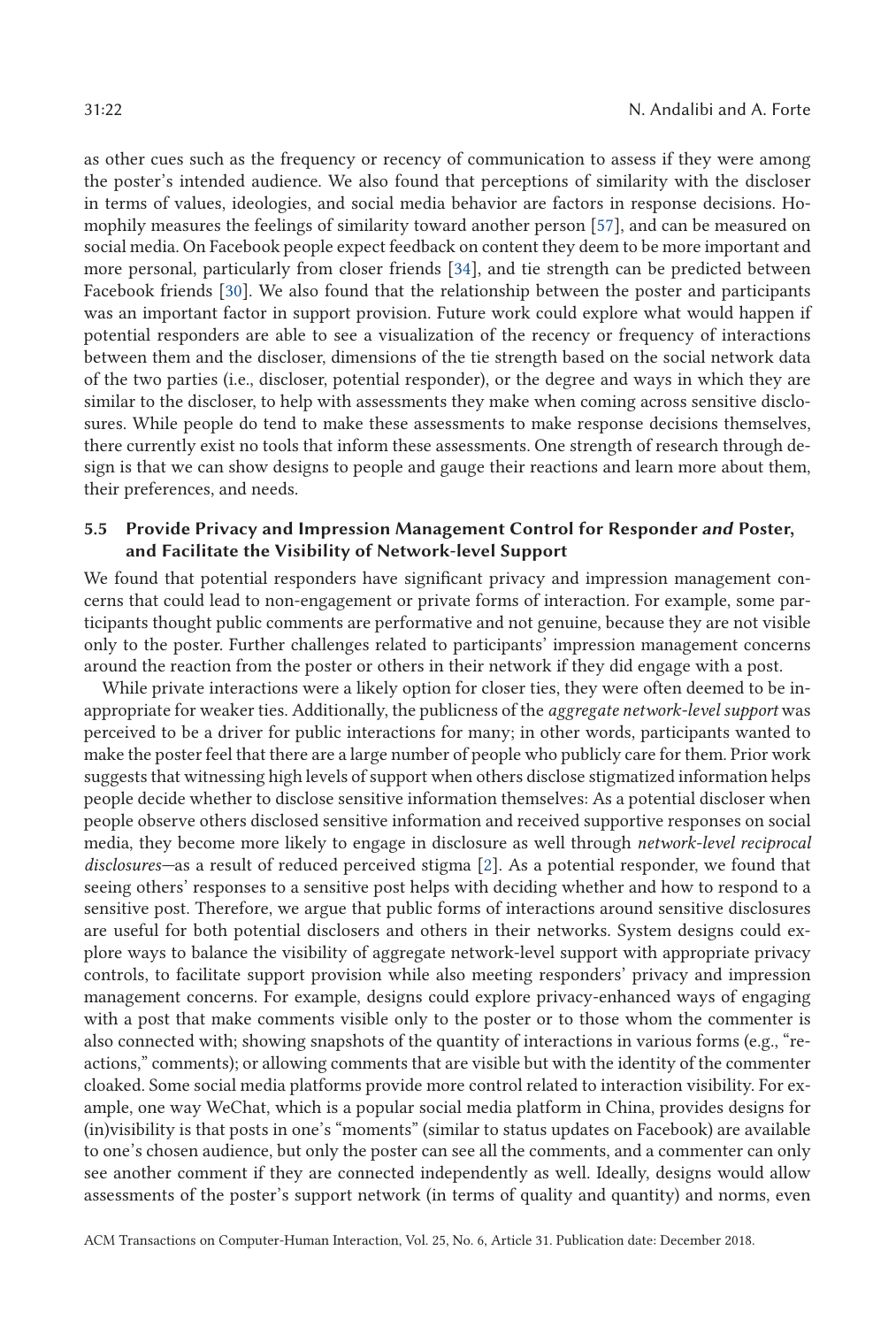as other cues such as the frequency or recency of communication to assess if they were among the poster's intended audience. We also found that perceptions of similarity with the discloser in terms of values, ideologies, and social media behavior are factors in response decisions. Homophily measures the feelings of similarity toward another person [57], and can be measured on social media. On Facebook people expect feedback on content they deem to be more important and more personal, particularly from closer friends [34], and tie strength can be predicted between Facebook friends [30]. We also found that the relationship between the poster and participants was an important factor in support provision. Future work could explore what would happen if potential responders are able to see a visualization of the recency or frequency of interactions between them and the discloser, dimensions of the tie strength based on the social network data of the two parties (i.e., discloser, potential responder), or the degree and ways in which they are similar to the discloser, to help with assessments they make when coming across sensitive disclosures. While people do tend to make these assessments to make response decisions themselves, there currently exist no tools that inform these assessments. One strength of research through design is that we can show designs to people and gauge their reactions and learn more about them, their preferences, and needs.

### 5.5 Provide Privacy and Impression Management Control for Responder *and* Poster, and Facilitate the Visibility of Network-level Support

We found that potential responders have significant privacy and impression management concerns that could lead to non-engagement or private forms of interaction. For example, some participants thought public comments are performative and not genuine, because they are not visible only to the poster. Further challenges related to participants' impression management concerns around the reaction from the poster or others in their network if they did engage with a post.

While private interactions were a likely option for closer ties, they were often deemed to be inappropriate for weaker ties. Additionally, the publicness of the *aggregate network-level support* was perceived to be a driver for public interactions for many; in other words, participants wanted to make the poster feel that there are a large number of people who publicly care for them. Prior work suggests that witnessing high levels of support when others disclose stigmatized information helps people decide whether to disclose sensitive information themselves: As a potential discloser when people observe others disclosed sensitive information and received supportive responses on social media, they become more likely to engage in disclosure as well through *network-level reciprocal disclosures*—as a result of reduced perceived stigma [2]. As a potential responder, we found that seeing others' responses to a sensitive post helps with deciding whether and how to respond to a sensitive post. Therefore, we argue that public forms of interactions around sensitive disclosures are useful for both potential disclosers and others in their networks. System designs could explore ways to balance the visibility of aggregate network-level support with appropriate privacy controls, to facilitate support provision while also meeting responders' privacy and impression management concerns. For example, designs could explore privacy-enhanced ways of engaging with a post that make comments visible only to the poster or to those whom the commenter is also connected with; showing snapshots of the quantity of interactions in various forms (e.g., "reactions," comments); or allowing comments that are visible but with the identity of the commenter cloaked. Some social media platforms provide more control related to interaction visibility. For example, one way WeChat, which is a popular social media platform in China, provides designs for (in)visibility is that posts in one's "moments" (similar to status updates on Facebook) are available to one's chosen audience, but only the poster can see all the comments, and a commenter can only see another comment if they are connected independently as well. Ideally, designs would allow assessments of the poster's support network (in terms of quality and quantity) and norms, even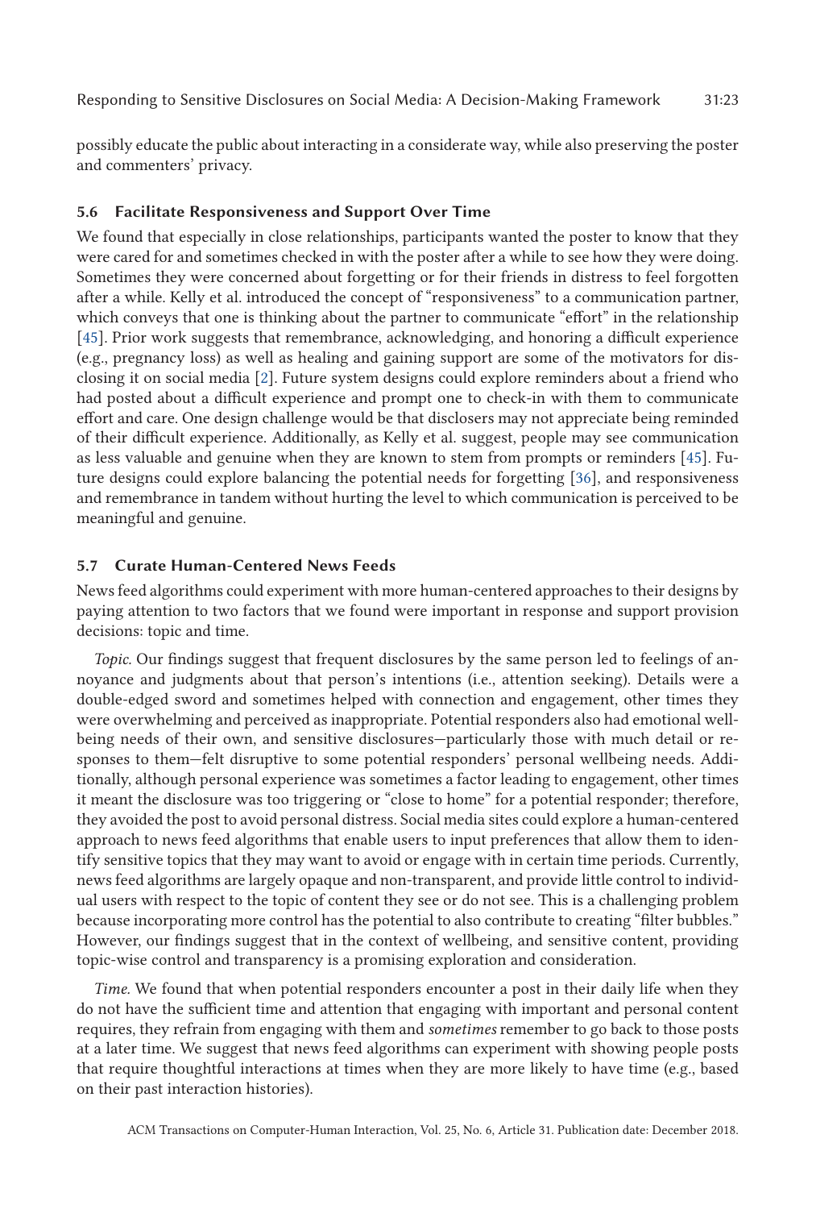possibly educate the public about interacting in a considerate way, while also preserving the poster and commenters' privacy.

### 5.6 Facilitate Responsiveness and Support Over Time

We found that especially in close relationships, participants wanted the poster to know that they were cared for and sometimes checked in with the poster after a while to see how they were doing. Sometimes they were concerned about forgetting or for their friends in distress to feel forgotten after a while. Kelly et al. introduced the concept of "responsiveness" to a communication partner, which conveys that one is thinking about the partner to communicate "effort" in the relationship [45]. Prior work suggests that remembrance, acknowledging, and honoring a difficult experience (e.g., pregnancy loss) as well as healing and gaining support are some of the motivators for disclosing it on social media [2]. Future system designs could explore reminders about a friend who had posted about a difficult experience and prompt one to check-in with them to communicate effort and care. One design challenge would be that disclosers may not appreciate being reminded of their difficult experience. Additionally, as Kelly et al. suggest, people may see communication as less valuable and genuine when they are known to stem from prompts or reminders [45]. Future designs could explore balancing the potential needs for forgetting [36], and responsiveness and remembrance in tandem without hurting the level to which communication is perceived to be meaningful and genuine.

### 5.7 Curate Human-Centered News Feeds

News feed algorithms could experiment with more human-centered approaches to their designs by paying attention to two factors that we found were important in response and support provision decisions: topic and time.

*Topic.* Our findings suggest that frequent disclosures by the same person led to feelings of annoyance and judgments about that person's intentions (i.e., attention seeking). Details were a double-edged sword and sometimes helped with connection and engagement, other times they were overwhelming and perceived as inappropriate. Potential responders also had emotional wellbeing needs of their own, and sensitive disclosures—particularly those with much detail or responses to them—felt disruptive to some potential responders' personal wellbeing needs. Additionally, although personal experience was sometimes a factor leading to engagement, other times it meant the disclosure was too triggering or "close to home" for a potential responder; therefore, they avoided the post to avoid personal distress. Social media sites could explore a human-centered approach to news feed algorithms that enable users to input preferences that allow them to identify sensitive topics that they may want to avoid or engage with in certain time periods. Currently, news feed algorithms are largely opaque and non-transparent, and provide little control to individual users with respect to the topic of content they see or do not see. This is a challenging problem because incorporating more control has the potential to also contribute to creating "filter bubbles." However, our findings suggest that in the context of wellbeing, and sensitive content, providing topic-wise control and transparency is a promising exploration and consideration.

*Time.* We found that when potential responders encounter a post in their daily life when they do not have the sufficient time and attention that engaging with important and personal content requires, they refrain from engaging with them and *sometimes* remember to go back to those posts at a later time. We suggest that news feed algorithms can experiment with showing people posts that require thoughtful interactions at times when they are more likely to have time (e.g., based on their past interaction histories).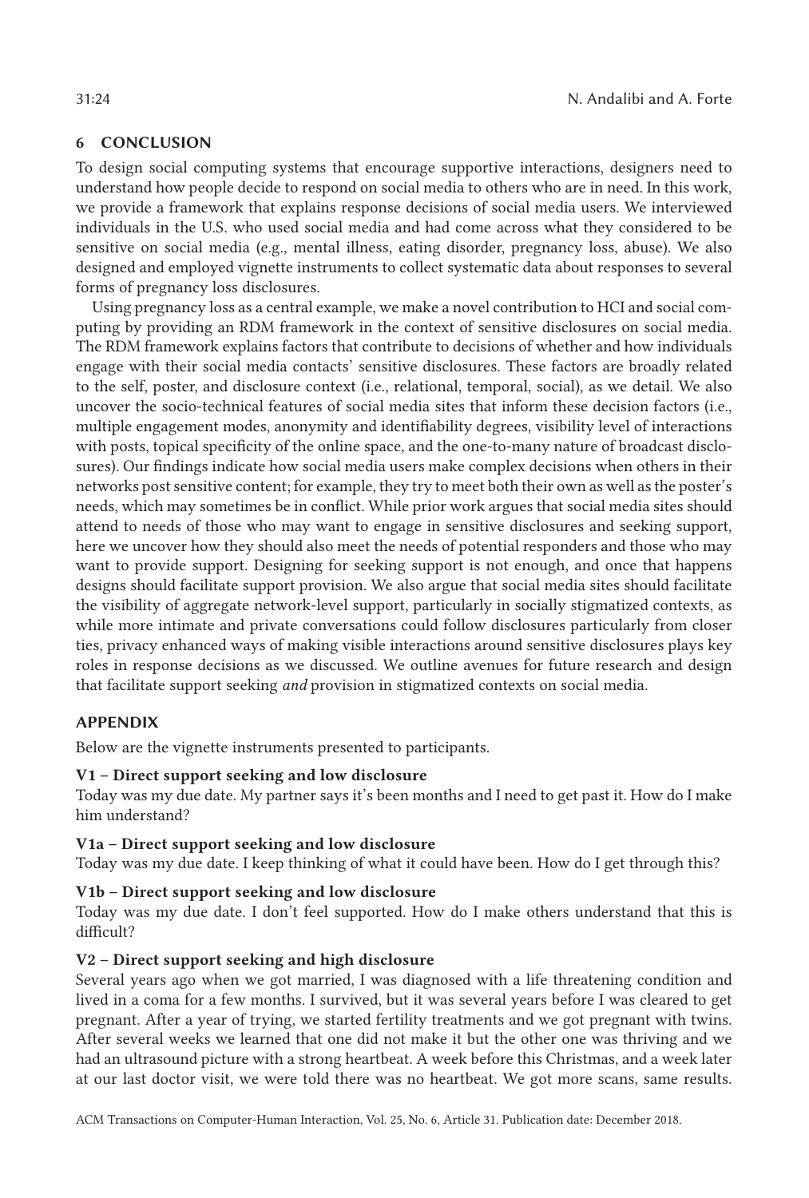## 6 CONCLUSION

To design social computing systems that encourage supportive interactions, designers need to understand how people decide to respond on social media to others who are in need. In this work, we provide a framework that explains response decisions of social media users. We interviewed individuals in the U.S. who used social media and had come across what they considered to be sensitive on social media (e.g., mental illness, eating disorder, pregnancy loss, abuse). We also designed and employed vignette instruments to collect systematic data about responses to several forms of pregnancy loss disclosures.

Using pregnancy loss as a central example, we make a novel contribution to HCI and social computing by providing an RDM framework in the context of sensitive disclosures on social media. The RDM framework explains factors that contribute to decisions of whether and how individuals engage with their social media contacts' sensitive disclosures. These factors are broadly related to the self, poster, and disclosure context (i.e., relational, temporal, social), as we detail. We also uncover the socio-technical features of social media sites that inform these decision factors (i.e., multiple engagement modes, anonymity and identifiability degrees, visibility level of interactions with posts, topical specificity of the online space, and the one-to-many nature of broadcast disclosures). Our findings indicate how social media users make complex decisions when others in their networks post sensitive content; for example, they try to meet both their own as well as the poster's needs, which may sometimes be in conflict. While prior work argues that social media sites should attend to needs of those who may want to engage in sensitive disclosures and seeking support, here we uncover how they should also meet the needs of potential responders and those who may want to provide support. Designing for seeking support is not enough, and once that happens designs should facilitate support provision. We also argue that social media sites should facilitate the visibility of aggregate network-level support, particularly in socially stigmatized contexts, as while more intimate and private conversations could follow disclosures particularly from closer ties, privacy enhanced ways of making visible interactions around sensitive disclosures plays key roles in response decisions as we discussed. We outline avenues for future research and design that facilitate support seeking *and* provision in stigmatized contexts on social media.

## APPENDIX

Below are the vignette instruments presented to participants.

**V1 – Direct support seeking and low disclosure**

Today was my due date. My partner says it's been months and I need to get past it. How do I make him understand?

**V1a – Direct support seeking and low disclosure**

Today was my due date. I keep thinking of what it could have been. How do I get through this?

**V1b – Direct support seeking and low disclosure**

Today was my due date. I don't feel supported. How do I make others understand that this is difficult?

**V2 – Direct support seeking and high disclosure**

Several years ago when we got married, I was diagnosed with a life threatening condition and lived in a coma for a few months. I survived, but it was several years before I was cleared to get pregnant. After a year of trying, we started fertility treatments and we got pregnant with twins. After several weeks we learned that one did not make it but the other one was thriving and we had an ultrasound picture with a strong heartbeat. A week before this Christmas, and a week later at our last doctor visit, we were told there was no heartbeat. We got more scans, same results.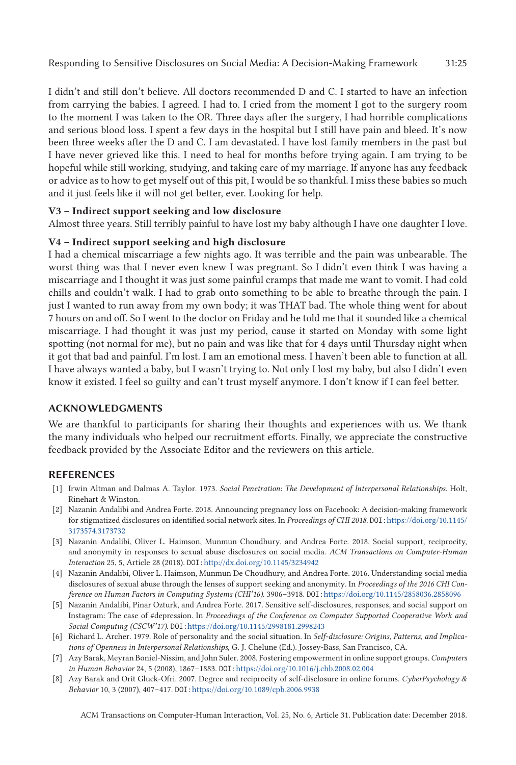I didn't and still don't believe. All doctors recommended D and C. I started to have an infection from carrying the babies. I agreed. I had to. I cried from the moment I got to the surgery room to the moment I was taken to the OR. Three days after the surgery, I had horrible complications and serious blood loss. I spent a few days in the hospital but I still have pain and bleed. It's now been three weeks after the D and C. I am devastated. I have lost family members in the past but I have never grieved like this. I need to heal for months before trying again. I am trying to be hopeful while still working, studying, and taking care of my marriage. If anyone has any feedback or advice as to how to get myself out of this pit, I would be so thankful. I miss these babies so much and it just feels like it will not get better, ever. Looking for help.

**V3 – Indirect support seeking and low disclosure**

Almost three years. Still terribly painful to have lost my baby although I have one daughter I love.

**V4 – Indirect support seeking and high disclosure**

I had a chemical miscarriage a few nights ago. It was terrible and the pain was unbearable. The worst thing was that I never even knew I was pregnant. So I didn't even think I was having a miscarriage and I thought it was just some painful cramps that made me want to vomit. I had cold chills and couldn't walk. I had to grab onto something to be able to breathe through the pain. I just I wanted to run away from my own body; it was THAT bad. The whole thing went for about 7 hours on and off. So I went to the doctor on Friday and he told me that it sounded like a chemical miscarriage. I had thought it was just my period, cause it started on Monday with some light spotting (not normal for me), but no pain and was like that for 4 days until Thursday night when it got that bad and painful. I'm lost. I am an emotional mess. I haven't been able to function at all. I have always wanted a baby, but I wasn't trying to. Not only I lost my baby, but also I didn't even know it existed. I feel so guilty and can't trust myself anymore. I don't know if I can feel better.

## ACKNOWLEDGMENTS

We are thankful to participants for sharing their thoughts and experiences with us. We thank the many individuals who helped our recruitment efforts. Finally, we appreciate the constructive feedback provided by the Associate Editor and the reviewers on this article.

## REFERENCES

[1] Irwin Altman and Dalmas A. Taylor. 1973. *Social Penetration: The Development of Interpersonal Relationships*. Holt, Rinehart & Winston.

[2] Nazanin Andalibi and Andrea Forte. 2018. Announcing pregnancy loss on Facebook: A decision-making framework for stigmatized disclosures on identified social network sites. In *Proceedings of CHI 2018*. DOI: https://doi.org/10.1145/3173574.3173732

[3] Nazanin Andalibi, Oliver L. Haimson, Munmun Choudhury, and Andrea Forte. 2018. Social support, reciprocity, and anonymity in responses to sexual abuse disclosures on social media. *ACM Transactions on Computer-Human Interaction* 25, 5, Article 28 (2018). DOI: http://dx.doi.org/10.1145/3234942

[4] Nazanin Andalibi, Oliver L. Haimson, Munmun De Choudhury, and Andrea Forte. 2016. Understanding social media disclosures of sexual abuse through the lenses of support seeking and anonymity. In *Proceedings of the 2016 CHI Conference on Human Factors in Computing Systems (CHI'16)*. 3906–3918. DOI: https://doi.org/10.1145/2858036.2858096

[5] Nazanin Andalibi, Pinar Ozturk, and Andrea Forte. 2017. Sensitive self-disclosures, responses, and social support on Instagram: The case of #depression. In *Proceedings of the Conference on Computer Supported Cooperative Work and Social Computing (CSCW'17)*. DOI: https://doi.org/10.1145/2998181.2998243

[6] Richard L. Archer. 1979. Role of personality and the social situation. In *Self-disclosure: Origins, Patterns, and Implications of Openness in Interpersonal Relationships*, G. J. Chelune (Ed.). Jossey-Bass, San Francisco, CA.

[7] Azy Barak, Meyran Boniel-Nissim, and John Suler. 2008. Fostering empowerment in online support groups. *Computers in Human Behavior* 24, 5 (2008), 1867–1883. DOI: https://doi.org/10.1016/j.chb.2008.02.004

[8] Azy Barak and Orit Gluck-Ofri. 2007. Degree and reciprocity of self-disclosure in online forums. *CyberPsychology & Behavior* 10, 3 (2007), 407–417. DOI: https://doi.org/10.1089/cpb.2006.9938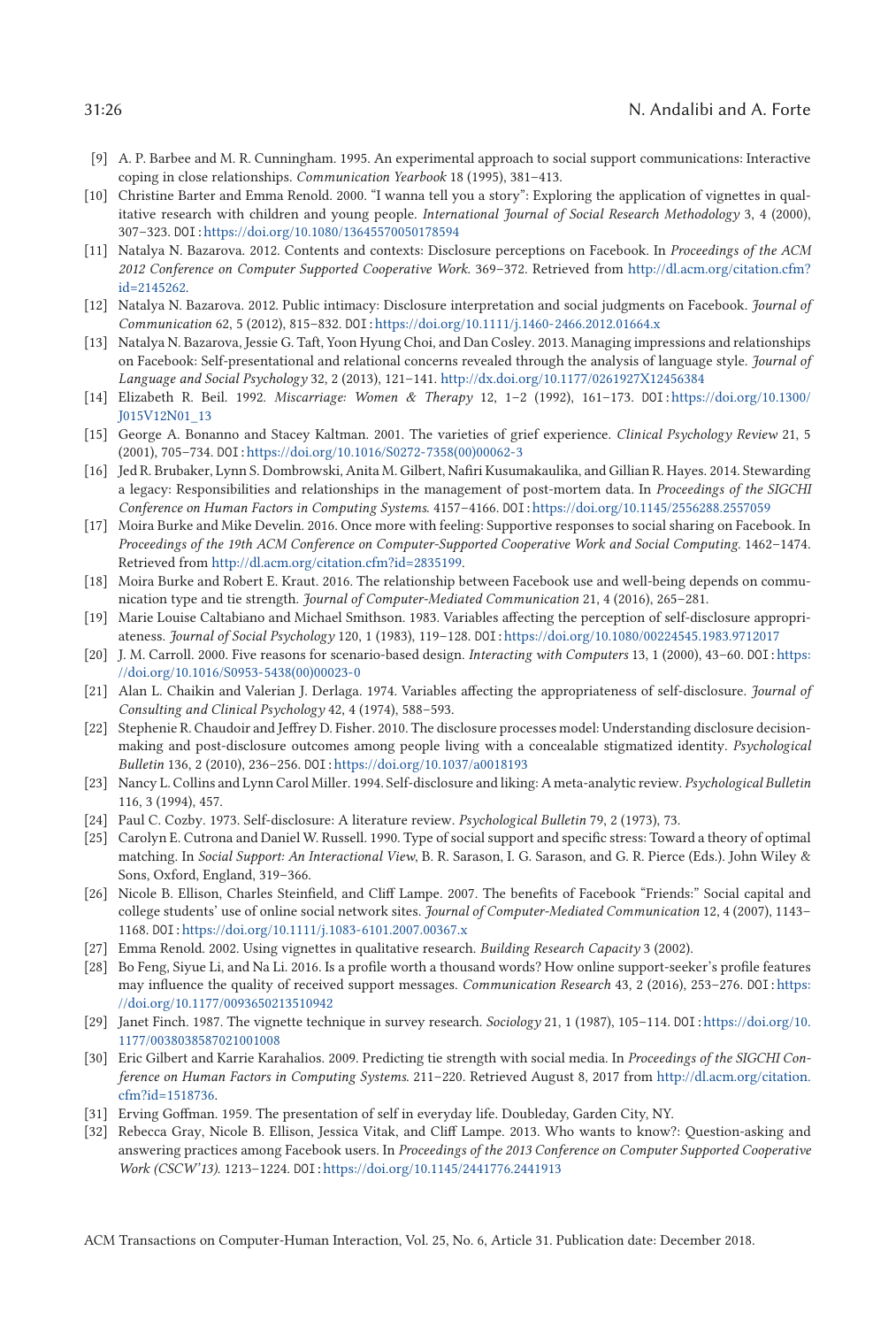[9] A. P. Barbee and M. R. Cunningham. 1995. An experimental approach to social support communications: Interactive coping in close relationships. *Communication Yearbook* 18 (1995), 381–413.

[10] Christine Barter and Emma Renold. 2000. "I wanna tell you a story": Exploring the application of vignettes in qualitative research with children and young people. *International Journal of Social Research Methodology* 3, 4 (2000), 307–323. DOI: https://doi.org/10.1080/13645570050178594

[11] Natalya N. Bazarova. 2012. Contents and contexts: Disclosure perceptions on Facebook. In *Proceedings of the ACM 2012 Conference on Computer Supported Cooperative Work*. 369–372. Retrieved from http://dl.acm.org/citation.cfm?id=2145262.

[12] Natalya N. Bazarova. 2012. Public intimacy: Disclosure interpretation and social judgments on Facebook. *Journal of Communication* 62, 5 (2012), 815–832. DOI: https://doi.org/10.1111/j.1460-2466.2012.01664.x

[13] Natalya N. Bazarova, Jessie G. Taft, Yoon Hyung Choi, and Dan Cosley. 2013. Managing impressions and relationships on Facebook: Self-presentational and relational concerns revealed through the analysis of language style. *Journal of Language and Social Psychology* 32, 2 (2013), 121–141. http://dx.doi.org/10.1177/0261927X12456384

[14] Elizabeth R. Beil. 1992. *Miscarriage: Women & Therapy* 12, 1–2 (1992), 161–173. DOI: https://doi.org/10.1300/J015V12N01_13

[15] George A. Bonanno and Stacey Kaltman. 2001. The varieties of grief experience. *Clinical Psychology Review* 21, 5 (2001), 705–734. DOI: https://doi.org/10.1016/S0272-7358(00)00062-3

[16] Jed R. Brubaker, Lynn S. Dombrowski, Anita M. Gilbert, Nafiri Kusumakaulika, and Gillian R. Hayes. 2014. Stewarding a legacy: Responsibilities and relationships in the management of post-mortem data. In *Proceedings of the SIGCHI Conference on Human Factors in Computing Systems*. 4157–4166. DOI: https://doi.org/10.1145/2556288.2557059

[17] Moira Burke and Mike Develin. 2016. Once more with feeling: Supportive responses to social sharing on Facebook. In *Proceedings of the 19th ACM Conference on Computer-Supported Cooperative Work and Social Computing*. 1462–1474. Retrieved from http://dl.acm.org/citation.cfm?id=2835199.

[18] Moira Burke and Robert E. Kraut. 2016. The relationship between Facebook use and well-being depends on communication type and tie strength. *Journal of Computer-Mediated Communication* 21, 4 (2016), 265–281.

[19] Marie Louise Caltabiano and Michael Smithson. 1983. Variables affecting the perception of self-disclosure appropriateness. *Journal of Social Psychology* 120, 1 (1983), 119–128. DOI: https://doi.org/10.1080/00224545.1983.9712017

[20] J. M. Carroll. 2000. Five reasons for scenario-based design. *Interacting with Computers* 13, 1 (2000), 43–60. DOI: https://doi.org/10.1016/S0953-5438(00)00023-0

[21] Alan L. Chaikin and Valerian J. Derlaga. 1974. Variables affecting the appropriateness of self-disclosure. *Journal of Consulting and Clinical Psychology* 42, 4 (1974), 588–593.

[22] Stephenie R. Chaudoir and Jeffrey D. Fisher. 2010. The disclosure processes model: Understanding disclosure decision-making and post-disclosure outcomes among people living with a concealable stigmatized identity. *Psychological Bulletin* 136, 2 (2010), 236–256. DOI: https://doi.org/10.1037/a0018193

[23] Nancy L. Collins and Lynn Carol Miller. 1994. Self-disclosure and liking: A meta-analytic review. *Psychological Bulletin* 116, 3 (1994), 457.

[24] Paul C. Cozby. 1973. Self-disclosure: A literature review. *Psychological Bulletin* 79, 2 (1973), 73.

[25] Carolyn E. Cutrona and Daniel W. Russell. 1990. Type of social support and specific stress: Toward a theory of optimal matching. In *Social Support: An Interactional View*, B. R. Sarason, I. G. Sarason, and G. R. Pierce (Eds.). John Wiley & Sons, Oxford, England, 319–366.

[26] Nicole B. Ellison, Charles Steinfield, and Cliff Lampe. 2007. The benefits of Facebook "Friends:" Social capital and college students' use of online social network sites. *Journal of Computer-Mediated Communication* 12, 4 (2007), 1143–1168. DOI: https://doi.org/10.1111/j.1083-6101.2007.00367.x

[27] Emma Renold. 2002. Using vignettes in qualitative research. *Building Research Capacity* 3 (2002).

[28] Bo Feng, Siyue Li, and Na Li. 2016. Is a profile worth a thousand words? How online support-seeker's profile features may influence the quality of received support messages. *Communication Research* 43, 2 (2016), 253–276. DOI: https://doi.org/10.1177/0093650213510942

[29] Janet Finch. 1987. The vignette technique in survey research. *Sociology* 21, 1 (1987), 105–114. DOI: https://doi.org/10.1177/0038038587021001008

[30] Eric Gilbert and Karrie Karahalios. 2009. Predicting tie strength with social media. In *Proceedings of the SIGCHI Conference on Human Factors in Computing Systems*. 211–220. Retrieved August 8, 2017 from http://dl.acm.org/citation.cfm?id=1518736.

[31] Erving Goffman. 1959. The presentation of self in everyday life. Doubleday, Garden City, NY.

[32] Rebecca Gray, Nicole B. Ellison, Jessica Vitak, and Cliff Lampe. 2013. Who wants to know?: Question-asking and answering practices among Facebook users. In *Proceedings of the 2013 Conference on Computer Supported Cooperative Work (CSCW'13)*. 1213–1224. DOI: https://doi.org/10.1145/2441776.2441913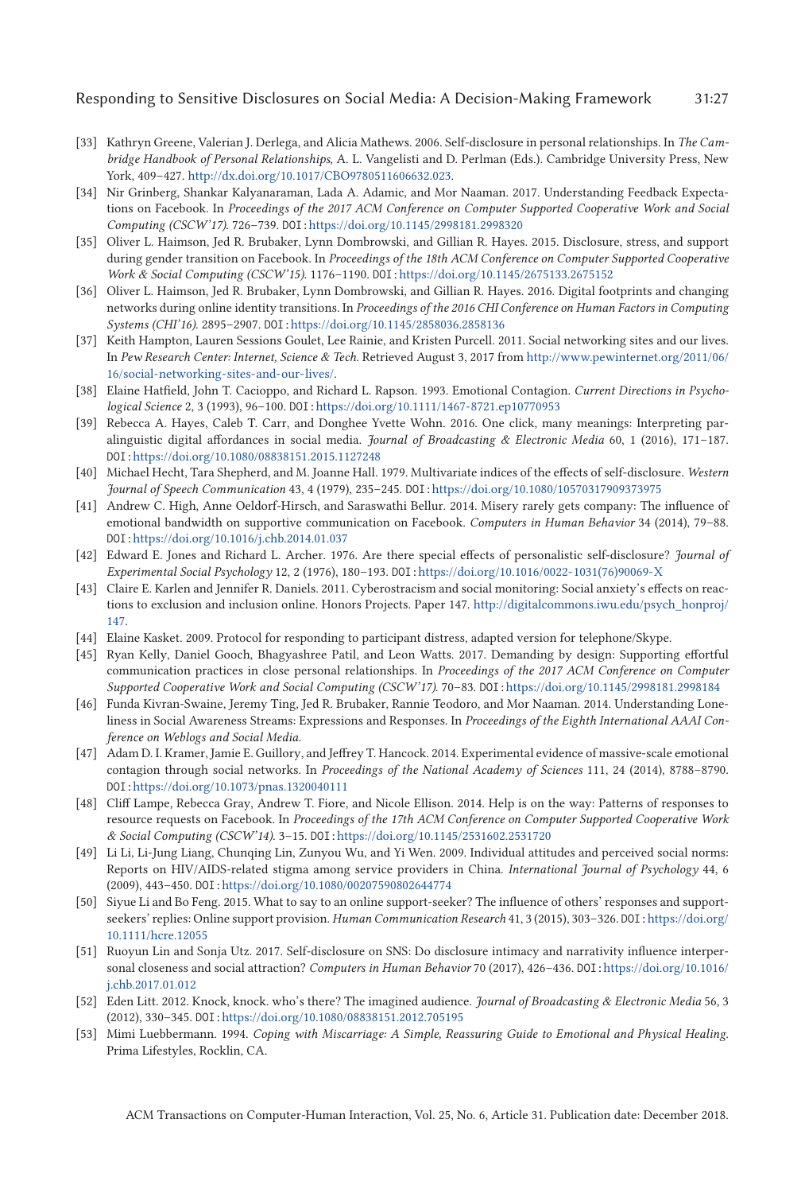[33] Kathryn Greene, Valerian J. Derlega, and Alicia Mathews. 2006. Self-disclosure in personal relationships. In *The Cambridge Handbook of Personal Relationships*, A. L. Vangelisti and D. Perlman (Eds.). Cambridge University Press, New York, 409–427. http://dx.doi.org/10.1017/CBO9780511606632.023.

[34] Nir Grinberg, Shankar Kalyanaraman, Lada A. Adamic, and Mor Naaman. 2017. Understanding Feedback Expectations on Facebook. In *Proceedings of the 2017 ACM Conference on Computer Supported Cooperative Work and Social Computing (CSCW'17)*. 726–739. DOI: https://doi.org/10.1145/2998181.2998320

[35] Oliver L. Haimson, Jed R. Brubaker, Lynn Dombrowski, and Gillian R. Hayes. 2015. Disclosure, stress, and support during gender transition on Facebook. In *Proceedings of the 18th ACM Conference on Computer Supported Cooperative Work & Social Computing (CSCW'15)*. 1176–1190. DOI: https://doi.org/10.1145/2675133.2675152

[36] Oliver L. Haimson, Jed R. Brubaker, Lynn Dombrowski, and Gillian R. Hayes. 2016. Digital footprints and changing networks during online identity transitions. In *Proceedings of the 2016 CHI Conference on Human Factors in Computing Systems (CHI'16)*. 2895–2907. DOI: https://doi.org/10.1145/2858036.2858136

[37] Keith Hampton, Lauren Sessions Goulet, Lee Rainie, and Kristen Purcell. 2011. Social networking sites and our lives. In *Pew Research Center: Internet, Science & Tech*. Retrieved August 3, 2017 from http://www.pewinternet.org/2011/06/16/social-networking-sites-and-our-lives/.

[38] Elaine Hatfield, John T. Cacioppo, and Richard L. Rapson. 1993. Emotional Contagion. *Current Directions in Psychological Science* 2, 3 (1993), 96–100. DOI: https://doi.org/10.1111/1467-8721.ep10770953

[39] Rebecca A. Hayes, Caleb T. Carr, and Donghee Yvette Wohn. 2016. One click, many meanings: Interpreting paralinguistic digital affordances in social media. *Journal of Broadcasting & Electronic Media* 60, 1 (2016), 171–187. DOI: https://doi.org/10.1080/08838151.2015.1127248

[40] Michael Hecht, Tara Shepherd, and M. Joanne Hall. 1979. Multivariate indices of the effects of self-disclosure. *Western Journal of Speech Communication* 43, 4 (1979), 235–245. DOI: https://doi.org/10.1080/10570317909373975

[41] Andrew C. High, Anne Oeldorf-Hirsch, and Saraswathi Bellur. 2014. Misery rarely gets company: The influence of emotional bandwidth on supportive communication on Facebook. *Computers in Human Behavior* 34 (2014), 79–88. DOI: https://doi.org/10.1016/j.chb.2014.01.037

[42] Edward E. Jones and Richard L. Archer. 1976. Are there special effects of personalistic self-disclosure? *Journal of Experimental Social Psychology* 12, 2 (1976), 180–193. DOI: https://doi.org/10.1016/0022-1031(76)90069-X

[43] Claire E. Karlen and Jennifer R. Daniels. 2011. Cyberostracism and social monitoring: Social anxiety's effects on reactions to exclusion and inclusion online. Honors Projects. Paper 147. http://digitalcommons.iwu.edu/psych_honproj/147.

[44] Elaine Kasket. 2009. Protocol for responding to participant distress, adapted version for telephone/Skype.

[45] Ryan Kelly, Daniel Gooch, Bhagyashree Patil, and Leon Watts. 2017. Demanding by design: Supporting effortful communication practices in close personal relationships. In *Proceedings of the 2017 ACM Conference on Computer Supported Cooperative Work and Social Computing (CSCW'17)*. 70–83. DOI: https://doi.org/10.1145/2998181.2998184

[46] Funda Kivran-Swaine, Jeremy Ting, Jed R. Brubaker, Rannie Teodoro, and Mor Naaman. 2014. Understanding Loneliness in Social Awareness Streams: Expressions and Responses. In *Proceedings of the Eighth International AAAI Conference on Weblogs and Social Media*.

[47] Adam D. I. Kramer, Jamie E. Guillory, and Jeffrey T. Hancock. 2014. Experimental evidence of massive-scale emotional contagion through social networks. In *Proceedings of the National Academy of Sciences* 111, 24 (2014), 8788–8790. DOI: https://doi.org/10.1073/pnas.1320040111

[48] Cliff Lampe, Rebecca Gray, Andrew T. Fiore, and Nicole Ellison. 2014. Help is on the way: Patterns of responses to resource requests on Facebook. In *Proceedings of the 17th ACM Conference on Computer Supported Cooperative Work & Social Computing (CSCW'14)*. 3–15. DOI: https://doi.org/10.1145/2531602.2531720

[49] Li Li, Li-Jung Liang, Chunqing Lin, Zunyou Wu, and Yi Wen. 2009. Individual attitudes and perceived social norms: Reports on HIV/AIDS-related stigma among service providers in China. *International Journal of Psychology* 44, 6 (2009), 443–450. DOI: https://doi.org/10.1080/00207590802644774

[50] Siyue Li and Bo Feng. 2015. What to say to an online support-seeker? The influence of others' responses and support-seekers' replies: Online support provision. *Human Communication Research* 41, 3 (2015), 303–326. DOI: https://doi.org/10.1111/hcre.12055

[51] Ruoyun Lin and Sonja Utz. 2017. Self-disclosure on SNS: Do disclosure intimacy and narrativity influence interpersonal closeness and social attraction? *Computers in Human Behavior* 70 (2017), 426–436. DOI: https://doi.org/10.1016/j.chb.2017.01.012

[52] Eden Litt. 2012. Knock, knock. who's there? The imagined audience. *Journal of Broadcasting & Electronic Media* 56, 3 (2012), 330–345. DOI: https://doi.org/10.1080/08838151.2012.705195

[53] Mimi Luebbermann. 1994. *Coping with Miscarriage: A Simple, Reassuring Guide to Emotional and Physical Healing*. Prima Lifestyles, Rocklin, CA.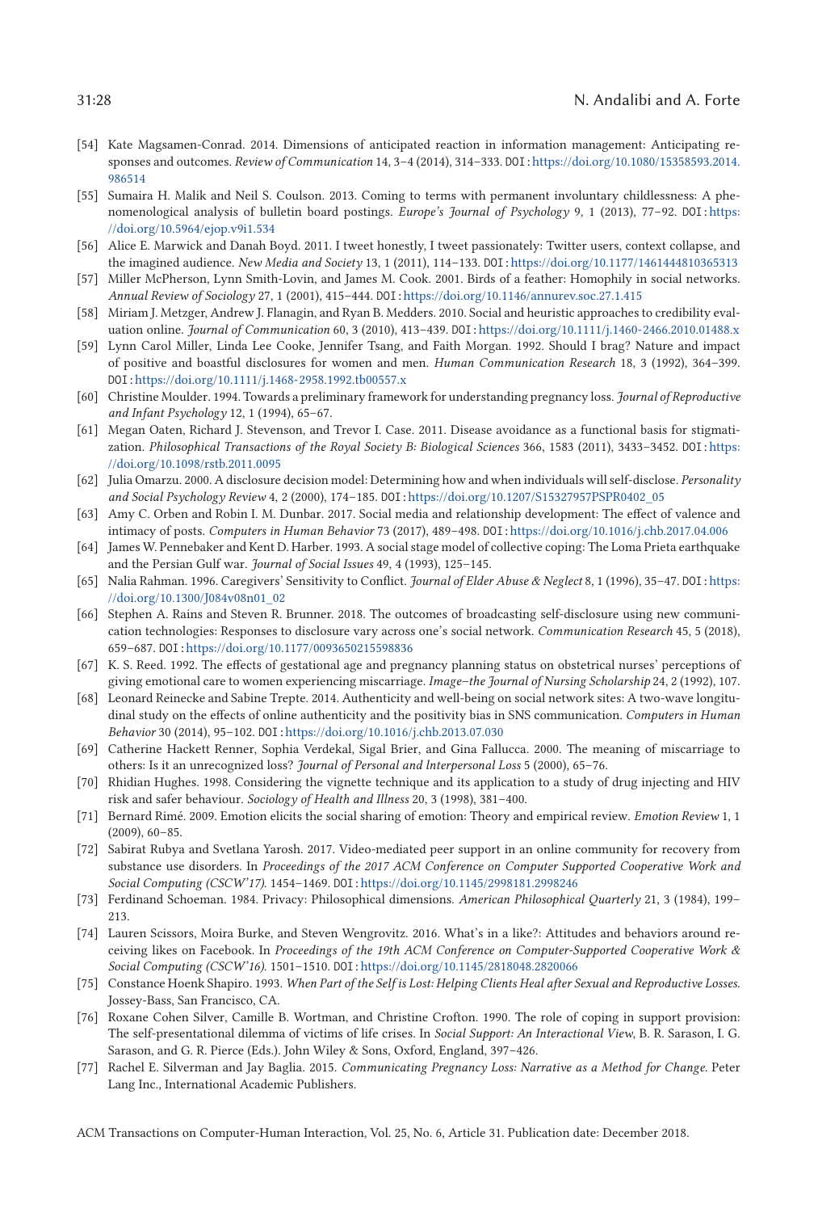[54] Kate Magsamen-Conrad. 2014. Dimensions of anticipated reaction in information management: Anticipating responses and outcomes. *Review of Communication* 14, 3–4 (2014), 314–333. DOI: https://doi.org/10.1080/15358593.2014.986514

[55] Sumaira H. Malik and Neil S. Coulson. 2013. Coming to terms with permanent involuntary childlessness: A phenomenological analysis of bulletin board postings. *Europe's Journal of Psychology* 9, 1 (2013), 77–92. DOI: https://doi.org/10.5964/ejop.v9i1.534

[56] Alice E. Marwick and Danah Boyd. 2011. I tweet honestly, I tweet passionately: Twitter users, context collapse, and the imagined audience. *New Media and Society* 13, 1 (2011), 114–133. DOI: https://doi.org/10.1177/1461444810365313

[57] Miller McPherson, Lynn Smith-Lovin, and James M. Cook. 2001. Birds of a feather: Homophily in social networks. *Annual Review of Sociology* 27, 1 (2001), 415–444. DOI: https://doi.org/10.1146/annurev.soc.27.1.415

[58] Miriam J. Metzger, Andrew J. Flanagin, and Ryan B. Medders. 2010. Social and heuristic approaches to credibility evaluation online. *Journal of Communication* 60, 3 (2010), 413–439. DOI: https://doi.org/10.1111/j.1460-2466.2010.01488.x

[59] Lynn Carol Miller, Linda Lee Cooke, Jennifer Tsang, and Faith Morgan. 1992. Should I brag? Nature and impact of positive and boastful disclosures for women and men. *Human Communication Research* 18, 3 (1992), 364–399. DOI: https://doi.org/10.1111/j.1468-2958.1992.tb00557.x

[60] Christine Moulder. 1994. Towards a preliminary framework for understanding pregnancy loss. *Journal of Reproductive and Infant Psychology* 12, 1 (1994), 65–67.

[61] Megan Oaten, Richard J. Stevenson, and Trevor I. Case. 2011. Disease avoidance as a functional basis for stigmatization. *Philosophical Transactions of the Royal Society B: Biological Sciences* 366, 1583 (2011), 3433–3452. DOI: https://doi.org/10.1098/rstb.2011.0095

[62] Julia Omarzu. 2000. A disclosure decision model: Determining how and when individuals will self-disclose. *Personality and Social Psychology Review* 4, 2 (2000), 174–185. DOI: https://doi.org/10.1207/S15327957PSPR0402_05

[63] Amy C. Orben and Robin I. M. Dunbar. 2017. Social media and relationship development: The effect of valence and intimacy of posts. *Computers in Human Behavior* 73 (2017), 489–498. DOI: https://doi.org/10.1016/j.chb.2017.04.006

[64] James W. Pennebaker and Kent D. Harber. 1993. A social stage model of collective coping: The Loma Prieta earthquake and the Persian Gulf war. *Journal of Social Issues* 49, 4 (1993), 125–145.

[65] Nalia Rahman. 1996. Caregivers' Sensitivity to Conflict. *Journal of Elder Abuse & Neglect* 8, 1 (1996), 35–47. DOI: https://doi.org/10.1300/J084v08n01_02

[66] Stephen A. Rains and Steven R. Brunner. 2018. The outcomes of broadcasting self-disclosure using new communication technologies: Responses to disclosure vary across one's social network. *Communication Research* 45, 5 (2018), 659–687. DOI: https://doi.org/10.1177/0093650215598836

[67] K. S. Reed. 1992. The effects of gestational age and pregnancy planning status on obstetrical nurses' perceptions of giving emotional care to women experiencing miscarriage. *Image–the Journal of Nursing Scholarship* 24, 2 (1992), 107.

[68] Leonard Reinecke and Sabine Trepte. 2014. Authenticity and well-being on social network sites: A two-wave longitudinal study on the effects of online authenticity and the positivity bias in SNS communication. *Computers in Human Behavior* 30 (2014), 95–102. DOI: https://doi.org/10.1016/j.chb.2013.07.030

[69] Catherine Hackett Renner, Sophia Verdekal, Sigal Brier, and Gina Fallucca. 2000. The meaning of miscarriage to others: Is it an unrecognized loss? *Journal of Personal and Interpersonal Loss* 5 (2000), 65–76.

[70] Rhidian Hughes. 1998. Considering the vignette technique and its application to a study of drug injecting and HIV risk and safer behaviour. *Sociology of Health and Illness* 20, 3 (1998), 381–400.

[71] Bernard Rimé. 2009. Emotion elicits the social sharing of emotion: Theory and empirical review. *Emotion Review* 1, 1 (2009), 60–85.

[72] Sabirat Rubya and Svetlana Yarosh. 2017. Video-mediated peer support in an online community for recovery from substance use disorders. In *Proceedings of the 2017 ACM Conference on Computer Supported Cooperative Work and Social Computing (CSCW'17)*. 1454–1469. DOI: https://doi.org/10.1145/2998181.2998246

[73] Ferdinand Schoeman. 1984. Privacy: Philosophical dimensions. *American Philosophical Quarterly* 21, 3 (1984), 199–213.

[74] Lauren Scissors, Moira Burke, and Steven Wengrovitz. 2016. What's in a like?: Attitudes and behaviors around receiving likes on Facebook. In *Proceedings of the 19th ACM Conference on Computer-Supported Cooperative Work & Social Computing (CSCW'16)*. 1501–1510. DOI: https://doi.org/10.1145/2818048.2820066

[75] Constance Hoenk Shapiro. 1993. *When Part of the Self is Lost: Helping Clients Heal after Sexual and Reproductive Losses*. Jossey-Bass, San Francisco, CA.

[76] Roxane Cohen Silver, Camille B. Wortman, and Christine Crofton. 1990. The role of coping in support provision: The self-presentational dilemma of victims of life crises. In *Social Support: An Interactional View*, B. R. Sarason, I. G. Sarason, and G. R. Pierce (Eds.). John Wiley & Sons, Oxford, England, 397–426.

[77] Rachel E. Silverman and Jay Baglia. 2015. *Communicating Pregnancy Loss: Narrative as a Method for Change*. Peter Lang Inc., International Academic Publishers.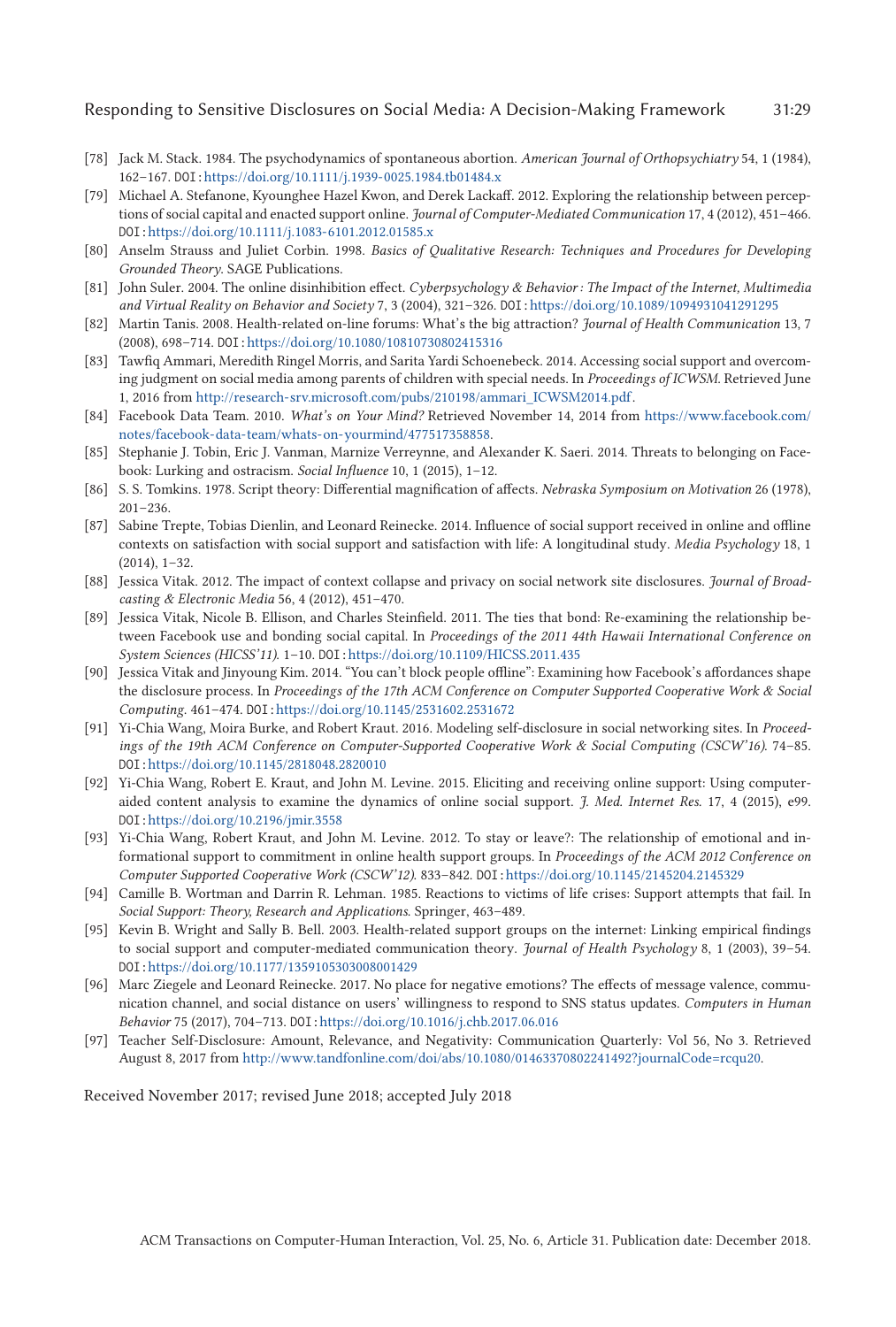[78] Jack M. Stack. 1984. The psychodynamics of spontaneous abortion. *American Journal of Orthopsychiatry* 54, 1 (1984), 162–167. DOI: https://doi.org/10.1111/j.1939-0025.1984.tb01484.x

[79] Michael A. Stefanone, Kyounghee Hazel Kwon, and Derek Lackaff. 2012. Exploring the relationship between perceptions of social capital and enacted support online. *Journal of Computer-Mediated Communication* 17, 4 (2012), 451–466. DOI: https://doi.org/10.1111/j.1083-6101.2012.01585.x

[80] Anselm Strauss and Juliet Corbin. 1998. *Basics of Qualitative Research: Techniques and Procedures for Developing Grounded Theory*. SAGE Publications.

[81] John Suler. 2004. The online disinhibition effect. *Cyberpsychology & Behavior: The Impact of the Internet, Multimedia and Virtual Reality on Behavior and Society* 7, 3 (2004), 321–326. DOI: https://doi.org/10.1089/1094931041291295

[82] Martin Tanis. 2008. Health-related on-line forums: What's the big attraction? *Journal of Health Communication* 13, 7 (2008), 698–714. DOI: https://doi.org/10.1080/10810730802415316

[83] Tawfiq Ammari, Meredith Ringel Morris, and Sarita Yardi Schoenebeck. 2014. Accessing social support and overcoming judgment on social media among parents of children with special needs. In *Proceedings of ICWSM*. Retrieved June 1, 2016 from http://research-srv.microsoft.com/pubs/210198/ammari_ICWSM2014.pdf.

[84] Facebook Data Team. 2010. *What's on Your Mind?* Retrieved November 14, 2014 from https://www.facebook.com/notes/facebook-data-team/whats-on-yourmind/477517358858.

[85] Stephanie J. Tobin, Eric J. Vanman, Marnize Verreynne, and Alexander K. Saeri. 2014. Threats to belonging on Facebook: Lurking and ostracism. *Social Influence* 10, 1 (2015), 1–12.

[86] S. S. Tomkins. 1978. Script theory: Differential magnification of affects. *Nebraska Symposium on Motivation* 26 (1978), 201–236.

[87] Sabine Trepte, Tobias Dienlin, and Leonard Reinecke. 2014. Influence of social support received in online and offline contexts on satisfaction with social support and satisfaction with life: A longitudinal study. *Media Psychology* 18, 1 (2014), 1–32.

[88] Jessica Vitak. 2012. The impact of context collapse and privacy on social network site disclosures. *Journal of Broadcasting & Electronic Media* 56, 4 (2012), 451–470.

[89] Jessica Vitak, Nicole B. Ellison, and Charles Steinfield. 2011. The ties that bond: Re-examining the relationship between Facebook use and bonding social capital. In *Proceedings of the 2011 44th Hawaii International Conference on System Sciences (HICSS'11)*. 1–10. DOI: https://doi.org/10.1109/HICSS.2011.435

[90] Jessica Vitak and Jinyoung Kim. 2014. "You can't block people offline": Examining how Facebook's affordances shape the disclosure process. In *Proceedings of the 17th ACM Conference on Computer Supported Cooperative Work & Social Computing*. 461–474. DOI: https://doi.org/10.1145/2531602.2531672

[91] Yi-Chia Wang, Moira Burke, and Robert Kraut. 2016. Modeling self-disclosure in social networking sites. In *Proceedings of the 19th ACM Conference on Computer-Supported Cooperative Work & Social Computing (CSCW'16)*. 74–85. DOI: https://doi.org/10.1145/2818048.2820010

[92] Yi-Chia Wang, Robert E. Kraut, and John M. Levine. 2015. Eliciting and receiving online support: Using computer-aided content analysis to examine the dynamics of online social support. *J. Med. Internet Res.* 17, 4 (2015), e99. DOI: https://doi.org/10.2196/jmir.3558

[93] Yi-Chia Wang, Robert Kraut, and John M. Levine. 2012. To stay or leave?: The relationship of emotional and informational support to commitment in online health support groups. In *Proceedings of the ACM 2012 Conference on Computer Supported Cooperative Work (CSCW'12)*. 833–842. DOI: https://doi.org/10.1145/2145204.2145329

[94] Camille B. Wortman and Darrin R. Lehman. 1985. Reactions to victims of life crises: Support attempts that fail. In *Social Support: Theory, Research and Applications*. Springer, 463–489.

[95] Kevin B. Wright and Sally B. Bell. 2003. Health-related support groups on the internet: Linking empirical findings to social support and computer-mediated communication theory. *Journal of Health Psychology* 8, 1 (2003), 39–54. DOI: https://doi.org/10.1177/1359105303008001429

[96] Marc Ziegele and Leonard Reinecke. 2017. No place for negative emotions? The effects of message valence, communication channel, and social distance on users' willingness to respond to SNS status updates. *Computers in Human Behavior* 75 (2017), 704–713. DOI: https://doi.org/10.1016/j.chb.2017.06.016

[97] Teacher Self-Disclosure: Amount, Relevance, and Negativity: Communication Quarterly: Vol 56, No 3. Retrieved August 8, 2017 from http://www.tandfonline.com/doi/abs/10.1080/01463370802241492?journalCode=rcqu20.

Received November 2017; revised June 2018; accepted July 2018